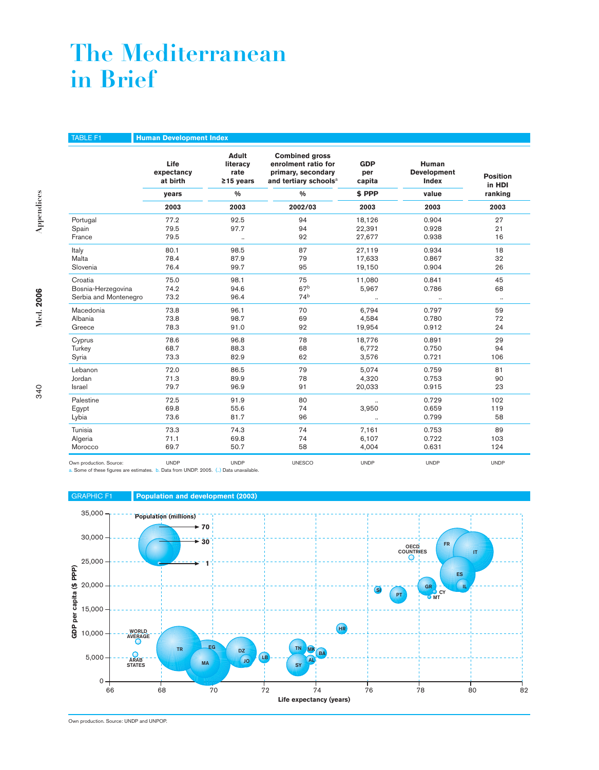# The Mediterranean in Brief

TABLE F1 **Human Development Index**

| | Life expectancy at birth | Adult literacy rate ≥15 years | Combined gross enrolment ratio for primary, secondary and tertiary schools[a] | GDP per capita | Human Development Index | Position in HDI ranking |
|---|---|---|---|---|---|---|
| | years | % | % | $ PPP | value | |
| | 2003 | 2003 | 2002/03 | 2003 | 2003 | 2003 |
| Portugal | 77.2 | 92.5 | 94 | 18,126 | 0.904 | 27 |
| Spain | 79.5 | 97.7 | 94 | 22,391 | 0.928 | 21 |
| France | 79.5 | .. | 92 | 27,677 | 0.938 | 16 |
| Italy | 80.1 | 98.5 | 87 | 27,119 | 0.934 | 18 |
| Malta | 78.4 | 87.9 | 79 | 17,633 | 0.867 | 32 |
| Slovenia | 76.4 | 99.7 | 95 | 19,150 | 0.904 | 26 |
| Croatia | 75.0 | 98.1 | 75 | 11,080 | 0.841 | 45 |
| Bosnia-Herzegovina | 74.2 | 94.6 | 67[b] | 5,967 | 0.786 | 68 |
| Serbia and Montenegro | 73.2 | 96.4 | 74[b] | .. | .. | .. |
| Macedonia | 73.8 | 96.1 | 70 | 6,794 | 0.797 | 59 |
| Albania | 73.8 | 98.7 | 69 | 4,584 | 0.780 | 72 |
| Greece | 78.3 | 91.0 | 92 | 19,954 | 0.912 | 24 |
| Cyprus | 78.6 | 96.8 | 78 | 18,776 | 0.891 | 29 |
| Turkey | 68.7 | 88.3 | 68 | 6,772 | 0.750 | 94 |
| Syria | 73.3 | 82.9 | 62 | 3,576 | 0.721 | 106 |
| Lebanon | 72.0 | 86.5 | 79 | 5,074 | 0.759 | 81 |
| Jordan | 71.3 | 89.9 | 78 | 4,320 | 0.753 | 90 |
| Israel | 79.7 | 96.9 | 91 | 20,033 | 0.915 | 23 |
| Palestine | 72.5 | 91.9 | 80 | .. | 0.729 | 102 |
| Egypt | 69.8 | 55.6 | 74 | 3,950 | 0.659 | 119 |
| Lybia | 73.6 | 81.7 | 96 | .. | 0.799 | 58 |
| Tunisia | 73.3 | 74.3 | 74 | 7,161 | 0.753 | 89 |
| Algeria | 71.1 | 69.8 | 74 | 6,107 | 0.722 | 103 |
| Morocco | 69.7 | 50.7 | 58 | 4,004 | 0.631 | 124 |
| Own production. Source: | UNDP | UNDP | UNESCO | UNDP | UNDP | UNDP |

a. Some of these figures are estimates. b. Data from UNDP. 2005. (..) Data unavailable.

GRAPHIC F1 **Population and development (2003)**

Own production. Source: UNDP and UNPOP.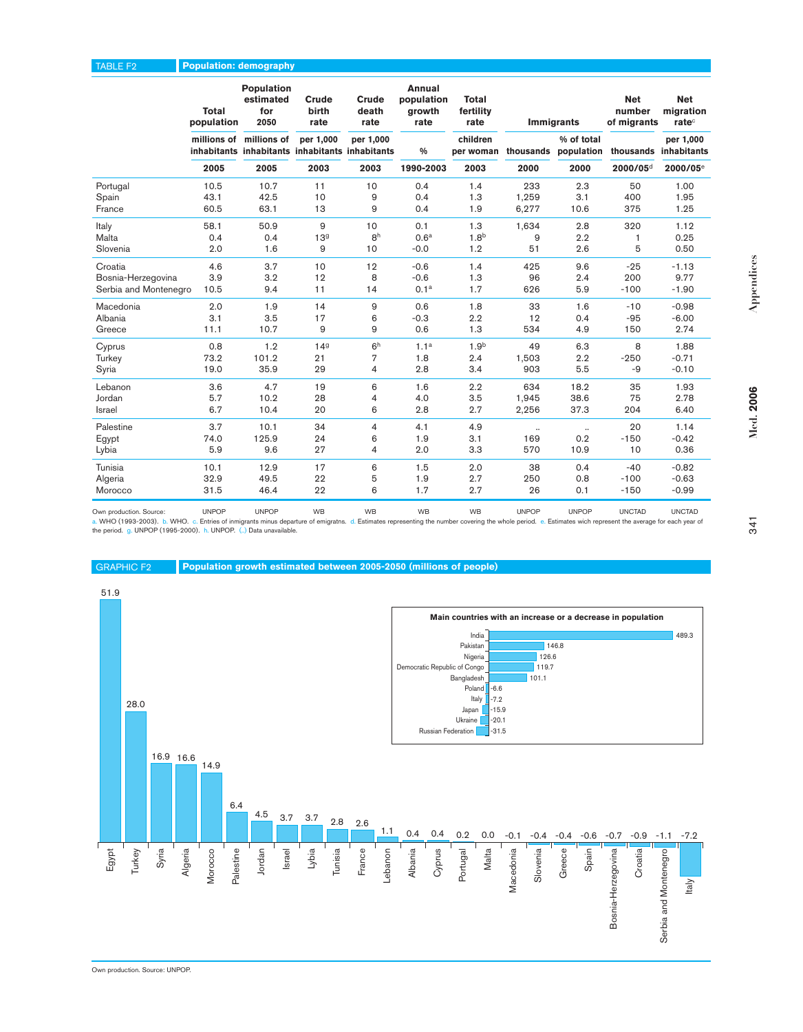TABLE F2 **Population: demography**

| | Total population | Population estimated for 2050 | Crude birth rate | Crude death rate | Annual population growth rate | Total fertility rate | Immigrants | | Net number of migrants | Net migration rate[c] |
|---|---|---|---|---|---|---|---|---|---|---|
| | millions of inhabitants | millions of inhabitants | per 1,000 inhabitants | per 1,000 inhabitants | % | children per woman | thousands | % of total population | thousands | per 1,000 inhabitants |
| | 2005 | 2005 | 2003 | 2003 | 1990-2003 | 2003 | 2000 | 2000 | 2000/05[d] | 2000/05[e] |
| Portugal | 10.5 | 10.7 | 11 | 10 | 0.4 | 1.4 | 233 | 2.3 | 50 | 1.00 |
| Spain | 43.1 | 42.5 | 10 | 9 | 0.4 | 1.3 | 1,259 | 3.1 | 400 | 1.95 |
| France | 60.5 | 63.1 | 13 | 9 | 0.4 | 1.9 | 6,277 | 10.6 | 375 | 1.25 |
| Italy | 58.1 | 50.9 | 9 | 10 | 0.1 | 1.3 | 1,634 | 2.8 | 320 | 1.12 |
| Malta | 0.4 | 0.4 | 13[g] | 8[h] | 0.6[a] | 1.8[b] | 9 | 2.2 | 1 | 0.25 |
| Slovenia | 2.0 | 1.6 | 9 | 10 | -0.0 | 1.2 | 51 | 2.6 | 5 | 0.50 |
| Croatia | 4.6 | 3.7 | 10 | 12 | -0.6 | 1.4 | 425 | 9.6 | -25 | -1.13 |
| Bosnia-Herzegovina | 3.9 | 3.2 | 12 | 8 | -0.6 | 1.3 | 96 | 2.4 | 200 | 9.77 |
| Serbia and Montenegro | 10.5 | 9.4 | 11 | 14 | 0.1[a] | 1.7 | 626 | 5.9 | -100 | -1.90 |
| Macedonia | 2.0 | 1.9 | 14 | 9 | 0.6 | 1.8 | 33 | 1.6 | -10 | -0.98 |
| Albania | 3.1 | 3.5 | 17 | 6 | -0.3 | 2.2 | 12 | 0.4 | -95 | -6.00 |
| Greece | 11.1 | 10.7 | 9 | 9 | 0.6 | 1.3 | 534 | 4.9 | 150 | 2.74 |
| Cyprus | 0.8 | 1.2 | 14[g] | 6[h] | 1.1[a] | 1.9[b] | 49 | 6.3 | 8 | 1.88 |
| Turkey | 73.2 | 101.2 | 21 | 7 | 1.8 | 2.4 | 1,503 | 2.2 | -250 | -0.71 |
| Syria | 19.0 | 35.9 | 29 | 4 | 2.8 | 3.4 | 903 | 5.5 | -9 | -0.10 |
| Lebanon | 3.6 | 4.7 | 19 | 6 | 1.6 | 2.2 | 634 | 18.2 | 35 | 1.93 |
| Jordan | 5.7 | 10.2 | 28 | 4 | 4.0 | 3.5 | 1,945 | 38.6 | 75 | 2.78 |
| Israel | 6.7 | 10.4 | 20 | 6 | 2.8 | 2.7 | 2,256 | 37.3 | 204 | 6.40 |
| Palestine | 3.7 | 10.1 | 34 | 4 | 4.1 | 4.9 | .. | .. | 20 | 1.14 |
| Egypt | 74.0 | 125.9 | 24 | 6 | 1.9 | 3.1 | 169 | 0.2 | -150 | -0.42 |
| Lybia | 5.9 | 9.6 | 27 | 4 | 2.0 | 3.3 | 570 | 10.9 | 10 | 0.36 |
| Tunisia | 10.1 | 12.9 | 17 | 6 | 1.5 | 2.0 | 38 | 0.4 | -40 | -0.82 |
| Algeria | 32.9 | 49.5 | 22 | 5 | 1.9 | 2.7 | 250 | 0.8 | -100 | -0.63 |
| Morocco | 31.5 | 46.4 | 22 | 6 | 1.7 | 2.7 | 26 | 0.1 | -150 | -0.99 |
| Own production. Source: | UNPOP | UNPOP | WB | WB | WB | WB | UNPOP | UNPOP | UNCTAD | UNCTAD |

a. WHO (1993-2003). b. WHO. c. Entries of inmigrants minus departure of emigratns. d. Estimates representing the number covering the whole period. e. Estimates wich represent the average for each year of the period. g. UNPOP (1995-2000). h. UNPOP. (..) Data unavailable.

GRAPHIC F2 **Population growth estimated between 2005-2050 (millions of people)**

| Country | Growth |
|---|---|
| Egypt | 51.9 |
| Turkey | 28.0 |
| Syria | 16.9 |
| Algeria | 16.6 |
| Morocco | 14.9 |
| Palestine | 6.4 |
| Jordan | 4.5 |
| Israel | 3.7 |
| Lybia | 3.7 |
| Tunisia | 2.8 |
| France | 2.6 |
| Lebanon | 1.1 |
| Albania | 0.4 |
| Cyprus | 0.4 |
| Portugal | 0.2 |
| Malta | 0.0 |
| Macedonia | -0.1 |
| Slovenia | -0.4 |
| Greece | -0.4 |
| Spain | -0.6 |
| Bosnia-Herzegovina | -0.7 |
| Croatia | -0.9 |
| Serbia and Montenegro | -1.1 |
| Italy | -7.2 |

**Main countries with an increase or a decrease in population**

| Country | Change |
|---|---|
| India | 489.3 |
| Pakistan | 146.8 |
| Nigeria | 126.6 |
| Democratic Republic of Congo | 119.7 |
| Bangladesh | 101.1 |
| Poland | -6.6 |
| Italy | -7.2 |
| Japan | -15.9 |
| Ukraine | -20.1 |
| Russian Federation | -31.5 |

Own production. Source: UNPOP.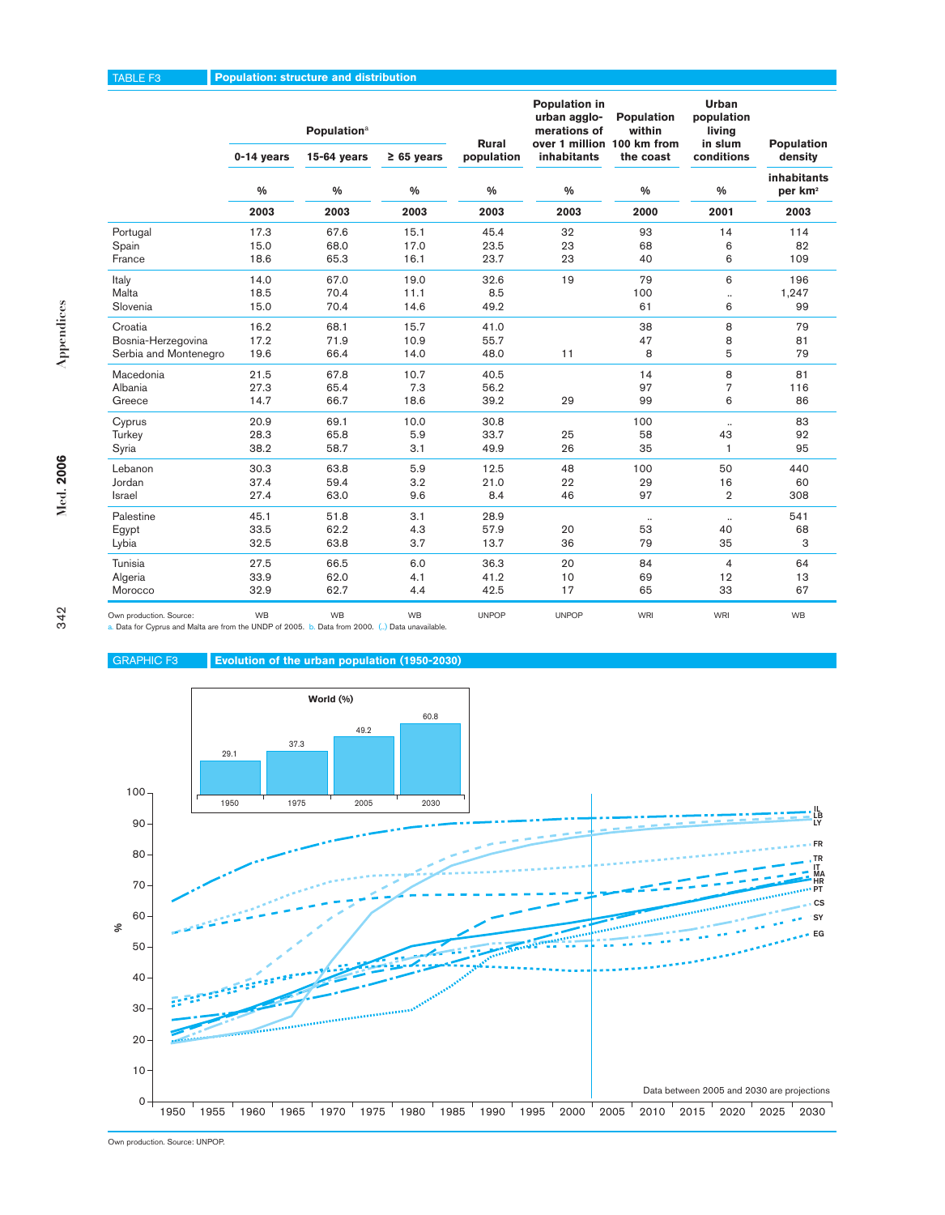## TABLE F3 Population: structure and distribution

| | Population[a] | | | Rural population | Population in urban agglomerations of over 1 million inhabitants | Population within 100 km from the coast | Urban population living in slum conditions | Population density |
|---|---|---|---|---|---|---|---|---|
| | 0-14 years | 15-64 years | ≥ 65 years | | | | | |
| | % | % | % | % | % | % | % | inhabitants per km² |
| | 2003 | 2003 | 2003 | 2003 | 2003 | 2000 | 2001 | 2003 |
| Portugal | 17.3 | 67.6 | 15.1 | 45.4 | 32 | 93 | 14 | 114 |
| Spain | 15.0 | 68.0 | 17.0 | 23.5 | 23 | 68 | 6 | 82 |
| France | 18.6 | 65.3 | 16.1 | 23.7 | 23 | 40 | 6 | 109 |
| Italy | 14.0 | 67.0 | 19.0 | 32.6 | 19 | 79 | 6 | 196 |
| Malta | 18.5 | 70.4 | 11.1 | 8.5 | | 100 | .. | 1,247 |
| Slovenia | 15.0 | 70.4 | 14.6 | 49.2 | | 61 | 6 | 99 |
| Croatia | 16.2 | 68.1 | 15.7 | 41.0 | | 38 | 8 | 79 |
| Bosnia-Herzegovina | 17.2 | 71.9 | 10.9 | 55.7 | | 47 | 8 | 81 |
| Serbia and Montenegro | 19.6 | 66.4 | 14.0 | 48.0 | 11 | 8 | 5 | 79 |
| Macedonia | 21.5 | 67.8 | 10.7 | 40.5 | | 14 | 8 | 81 |
| Albania | 27.3 | 65.4 | 7.3 | 56.2 | | 97 | 7 | 116 |
| Greece | 14.7 | 66.7 | 18.6 | 39.2 | 29 | 99 | 6 | 86 |
| Cyprus | 20.9 | 69.1 | 10.0 | 30.8 | | 100 | .. | 83 |
| Turkey | 28.3 | 65.8 | 5.9 | 33.7 | 25 | 58 | 43 | 92 |
| Syria | 38.2 | 58.7 | 3.1 | 49.9 | 26 | 35 | 1 | 95 |
| Lebanon | 30.3 | 63.8 | 5.9 | 12.5 | 48 | 100 | 50 | 440 |
| Jordan | 37.4 | 59.4 | 3.2 | 21.0 | 22 | 29 | 16 | 60 |
| Israel | 27.4 | 63.0 | 9.6 | 8.4 | 46 | 97 | 2 | 308 |
| Palestine | 45.1 | 51.8 | 3.1 | 28.9 | | .. | .. | 541 |
| Egypt | 33.5 | 62.2 | 4.3 | 57.9 | 20 | 53 | 40 | 68 |
| Lybia | 32.5 | 63.8 | 3.7 | 13.7 | 36 | 79 | 35 | 3 |
| Tunisia | 27.5 | 66.5 | 6.0 | 36.3 | 20 | 84 | 4 | 64 |
| Algeria | 33.9 | 62.0 | 4.1 | 41.2 | 10 | 69 | 12 | 13 |
| Morocco | 32.9 | 62.7 | 4.4 | 42.5 | 17 | 65 | 33 | 67 |
| Own production. Source: | WB | WB | WB | UNPOP | UNPOP | WRI | WRI | WB |

a. Data for Cyprus and Malta are from the UNDP of 2005. b. Data from 2000. (..) Data unavailable.

## GRAPHIC F3 Evolution of the urban population (1950-2030)

World (%): 1950: 29.1; 1975: 37.3; 2005: 49.2; 2030: 60.8

Data between 2005 and 2030 are projections

Own production. Source: UNPOP.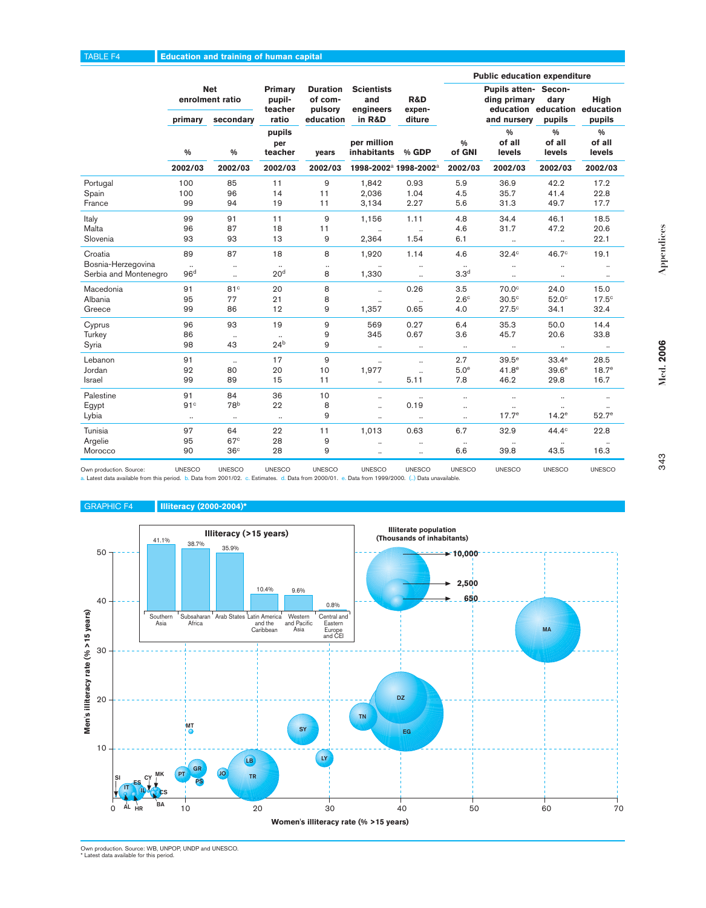TABLE F4 **Education and training of human capital**

| | Net enrolment ratio | | Primary pupil-teacher ratio | Duration of compulsory education | Scientists and engineers in R&D | R&D expenditure | Public education expenditure | | | |
|---|---|---|---|---|---|---|---|---|---|---|
| | primary | secondary | | | | | | Pupils attending primary education and nursery | Secondary education pupils | High education pupils |
| | % | % | pupils per teacher | years | per million inhabitants | % GDP | % of GNI | % of all levels | % of all levels | % of all levels |
| | 2002/03 | 2002/03 | 2002/03 | 2002/03 | 1998-2002[a] | 1998-2002[a] | 2002/03 | 2002/03 | 2002/03 | 2002/03 |
| Portugal | 100 | 85 | 11 | 9 | 1,842 | 0.93 | 5.9 | 36.9 | 42.2 | 17.2 |
| Spain | 100 | 96 | 14 | 11 | 2,036 | 1.04 | 4.5 | 35.7 | 41.4 | 22.8 |
| France | 99 | 94 | 19 | 11 | 3,134 | 2.27 | 5.6 | 31.3 | 49.7 | 17.7 |
| Italy | 99 | 91 | 11 | 9 | 1,156 | 1.11 | 4.8 | 34.4 | 46.1 | 18.5 |
| Malta | 96 | 87 | 18 | 11 | .. | .. | 4.6 | 31.7 | 47.2 | 20.6 |
| Slovenia | 93 | 93 | 13 | 9 | 2,364 | 1.54 | 6.1 | .. | .. | 22.1 |
| Croatia | 89 | 87 | 18 | 8 | 1,920 | 1.14 | 4.6 | 32.4[c] | 46.7[c] | 19.1 |
| Bosnia-Herzegovina | .. | .. | .. | .. | .. | .. | .. | .. | .. | .. |
| Serbia and Montenegro | 96[d] | .. | 20[d] | 8 | 1,330 | .. | 3.3[d] | .. | .. | .. |
| Macedonia | 91 | 81[c] | 20 | 8 | .. | 0.26 | 3.5 | 70.0[c] | 24.0 | 15.0 |
| Albania | 95 | 77 | 21 | 8 | .. | .. | 2.6[c] | 30.5[c] | 52.0[c] | 17.5[c] |
| Greece | 99 | 86 | 12 | 9 | 1,357 | 0.65 | 4.0 | 27.5[c] | 34.1 | 32.4 |
| Cyprus | 96 | 93 | 19 | 9 | 569 | 0.27 | 6.4 | 35.3 | 50.0 | 14.4 |
| Turkey | 86 | .. | .. | 9 | 345 | 0.67 | 3.6 | 45.7 | 20.6 | 33.8 |
| Syria | 98 | 43 | 24[b] | 9 | .. | .. | .. | .. | .. | .. |
| Lebanon | 91 | .. | 17 | 9 | .. | .. | 2.7 | 39.5[e] | 33.4[e] | 28.5 |
| Jordan | 92 | 80 | 20 | 10 | 1,977 | .. | 5.0[e] | 41.8[e] | 39.6[e] | 18.7[e] |
| Israel | 99 | 89 | 15 | 11 | .. | 5.11 | 7.8 | 46.2 | 29.8 | 16.7 |
| Palestine | 91 | 84 | 36 | 10 | .. | .. | .. | .. | .. | .. |
| Egypt | 91[c] | 78[b] | 22 | 8 | .. | 0.19 | .. | .. | .. | .. |
| Lybia | .. | .. | .. | 9 | .. | .. | .. | 17.7[e] | 14.2[e] | 52.7[e] |
| Tunisia | 97 | 64 | 22 | 11 | 1,013 | 0.63 | 6.7 | 32.9 | 44.4[c] | 22.8 |
| Argelie | 95 | 67[c] | 28 | 9 | .. | .. | .. | .. | .. | .. |
| Morocco | 90 | 36[c] | 28 | 9 | .. | .. | 6.6 | 39.8 | 43.5 | 16.3 |
| Own production. Source: | UNESCO | UNESCO | UNESCO | UNESCO | UNESCO | UNESCO | UNESCO | UNESCO | UNESCO | UNESCO |

a. Latest data available from this period. b. Data from 2001/02. c. Estimates. d. Data from 2000/01. e. Data from 1999/2000. (..) Data unavailable.

GRAPHIC F4 **Illiteracy (2000-2004)***

Own production. Source: WB, UNPOP, UNDP and UNESCO.
* Latest data available for this period.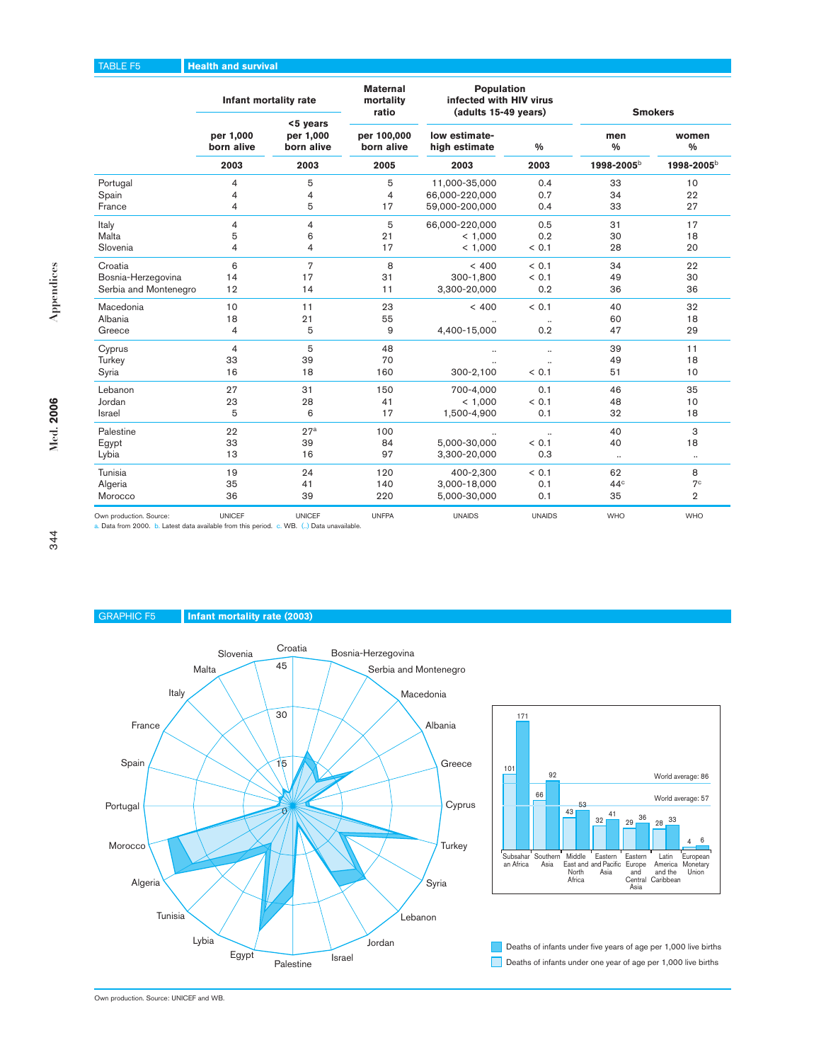TABLE F5 **Health and survival**

| | Infant mortality rate | | Maternal mortality ratio | Population infected with HIV virus (adults 15-49 years) | | Smokers | |
|---|---|---|---|---|---|---|---|
| | per 1,000 born alive | <5 years per 1,000 born alive | per 100,000 born alive | low estimate-high estimate | % | men % | women % |
| | 2003 | 2003 | 2005 | 2003 | 2003 | 1998-2005[b] | 1998-2005[b] |
| Portugal | 4 | 5 | 5 | 11,000-35,000 | 0.4 | 33 | 10 |
| Spain | 4 | 4 | 4 | 66,000-220,000 | 0.7 | 34 | 22 |
| France | 4 | 5 | 17 | 59,000-200,000 | 0.4 | 33 | 27 |
| Italy | 4 | 4 | 5 | 66,000-220,000 | 0.5 | 31 | 17 |
| Malta | 5 | 6 | 21 | < 1,000 | 0.2 | 30 | 18 |
| Slovenia | 4 | 4 | 17 | < 1,000 | < 0.1 | 28 | 20 |
| Croatia | 6 | 7 | 8 | < 400 | < 0.1 | 34 | 22 |
| Bosnia-Herzegovina | 14 | 17 | 31 | 300-1,800 | < 0.1 | 49 | 30 |
| Serbia and Montenegro | 12 | 14 | 11 | 3,300-20,000 | 0.2 | 36 | 36 |
| Macedonia | 10 | 11 | 23 | < 400 | < 0.1 | 40 | 32 |
| Albania | 18 | 21 | 55 | .. | .. | 60 | 18 |
| Greece | 4 | 5 | 9 | 4,400-15,000 | 0.2 | 47 | 29 |
| Cyprus | 4 | 5 | 48 | .. | .. | 39 | 11 |
| Turkey | 33 | 39 | 70 | .. | .. | 49 | 18 |
| Syria | 16 | 18 | 160 | 300-2,100 | < 0.1 | 51 | 10 |
| Lebanon | 27 | 31 | 150 | 700-4,000 | 0.1 | 46 | 35 |
| Jordan | 23 | 28 | 41 | < 1,000 | < 0.1 | 48 | 10 |
| Israel | 5 | 6 | 17 | 1,500-4,900 | 0.1 | 32 | 18 |
| Palestine | 22 | 27[a] | 100 | .. | .. | 40 | 3 |
| Egypt | 33 | 39 | 84 | 5,000-30,000 | < 0.1 | 40 | 18 |
| Lybia | 13 | 16 | 97 | 3,300-20,000 | 0.3 | .. | .. |
| Tunisia | 19 | 24 | 120 | 400-2,300 | < 0.1 | 62 | 8 |
| Algeria | 35 | 41 | 140 | 3,000-18,000 | 0.1 | 44[c] | 7[c] |
| Morocco | 36 | 39 | 220 | 5,000-30,000 | 0.1 | 35 | 2 |
| Own production. Source: | UNICEF | UNICEF | UNFPA | UNAIDS | UNAIDS | WHO | WHO |

a. Data from 2000. b. Latest data available from this period. c. WB. (..) Data unavailable.

GRAPHIC F5 **Infant mortality rate (2003)**

| | Deaths of infants under one year of age per 1,000 live births | Deaths of infants under five years of age per 1,000 live births |
|---|---|---|
| Subsaharan Africa | 101 | 171 |
| Southern Asia | 66 | 92 |
| Middle East and North Africa | 43 | 53 |
| Eastern and Pacific Asia | 32 | 41 |
| Eastern Europe and Central Asia | 29 | 36 |
| Latin America and the Caribbean | 28 | 33 |
| European Monetary Union | 4 | 6 |

World average: 86

World average: 57

Own production. Source: UNICEF and WB.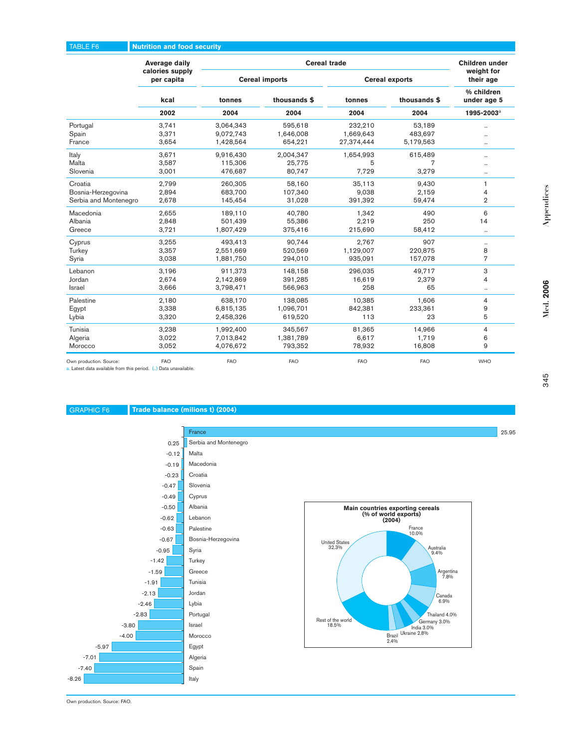## TABLE F6 Nutrition and food security

| | Average daily calories supply per capita | Cereal trade | | | | Children under weight for their age |
|---|---|---|---|---|---|---|
| | | Cereal imports | | Cereal exports | | |
| | kcal | tonnes | thousands $ | tonnes | thousands $ | % children under age 5 |
| | 2002 | 2004 | 2004 | 2004 | 2004 | 1995-2003[a] |
| Portugal | 3,741 | 3,064,343 | 595,618 | 232,210 | 53,189 | .. |
| Spain | 3,371 | 9,072,743 | 1,646,008 | 1,669,643 | 483,697 | .. |
| France | 3,654 | 1,428,564 | 654,221 | 27,374,444 | 5,179,563 | .. |
| Italy | 3,671 | 9,916,430 | 2,004,347 | 1,654,993 | 615,489 | .. |
| Malta | 3,587 | 115,306 | 25,775 | 5 | 7 | .. |
| Slovenia | 3,001 | 476,687 | 80,747 | 7,729 | 3,279 | .. |
| Croatia | 2,799 | 260,305 | 58,160 | 35,113 | 9,430 | 1 |
| Bosnia-Herzegovina | 2,894 | 683,700 | 107,340 | 9,038 | 2,159 | 4 |
| Serbia and Montenegro | 2,678 | 145,454 | 31,028 | 391,392 | 59,474 | 2 |
| Macedonia | 2,655 | 189,110 | 40,780 | 1,342 | 490 | 6 |
| Albania | 2,848 | 501,439 | 55,386 | 2,219 | 250 | 14 |
| Greece | 3,721 | 1,807,429 | 375,416 | 215,690 | 58,412 | .. |
| Cyprus | 3,255 | 493,413 | 90,744 | 2,767 | 907 | .. |
| Turkey | 3,357 | 2,551,669 | 520,569 | 1,129,007 | 220,875 | 8 |
| Syria | 3,038 | 1,881,750 | 294,010 | 935,091 | 157,078 | 7 |
| Lebanon | 3,196 | 911,373 | 148,158 | 296,035 | 49,717 | 3 |
| Jordan | 2,674 | 2,142,869 | 391,285 | 16,619 | 2,379 | 4 |
| Israel | 3,666 | 3,798,471 | 566,963 | 258 | 65 | .. |
| Palestine | 2,180 | 638,170 | 138,085 | 10,385 | 1,606 | 4 |
| Egypt | 3,338 | 6,815,135 | 1,096,701 | 842,381 | 233,361 | 9 |
| Lybia | 3,320 | 2,458,326 | 619,520 | 113 | 23 | 5 |
| Tunisia | 3,238 | 1,992,400 | 345,567 | 81,365 | 14,966 | 4 |
| Algeria | 3,022 | 7,013,842 | 1,381,789 | 6,617 | 1,719 | 6 |
| Morocco | 3,052 | 4,076,672 | 793,352 | 78,932 | 16,808 | 9 |
| Own production. Source: | FAO | FAO | FAO | FAO | FAO | WHO |

a. Latest data available from this period. (..) Data unavailable.

## GRAPHIC F6 Trade balance (milions t) (2004)

| Country | Trade balance |
|---|---|
| France | 25.95 |
| Serbia and Montenegro | 0.25 |
| Malta | -0.12 |
| Macedonia | -0.19 |
| Croatia | -0.23 |
| Slovenia | -0.47 |
| Cyprus | -0.49 |
| Albania | -0.50 |
| Lebanon | -0.62 |
| Palestine | -0.63 |
| Bosnia-Herzegovina | -0.67 |
| Syria | -0.95 |
| Turkey | -1.42 |
| Greece | -1.59 |
| Tunisia | -1.91 |
| Jordan | -2.13 |
| Lybia | -2.46 |
| Portugal | -2.83 |
| Israel | -3.80 |
| Morocco | -4.00 |
| Egypt | -5.97 |
| Algeria | -7.01 |
| Spain | -7.40 |
| Italy | -8.26 |

**Main countries exporting cereals (% of world exports) (2004)**

| Country | % |
|---|---|
| United States | 32.3% |
| France | 10.0% |
| Australia | 9.4% |
| Argentina | 7.8% |
| Canada | 6.9% |
| Thailand | 4.0% |
| Germany | 3.0% |
| India | 3.0% |
| Ukraine | 2.8% |
| Brazil | 2.4% |
| Rest of the world | 18.5% |

Own production. Source: FAO.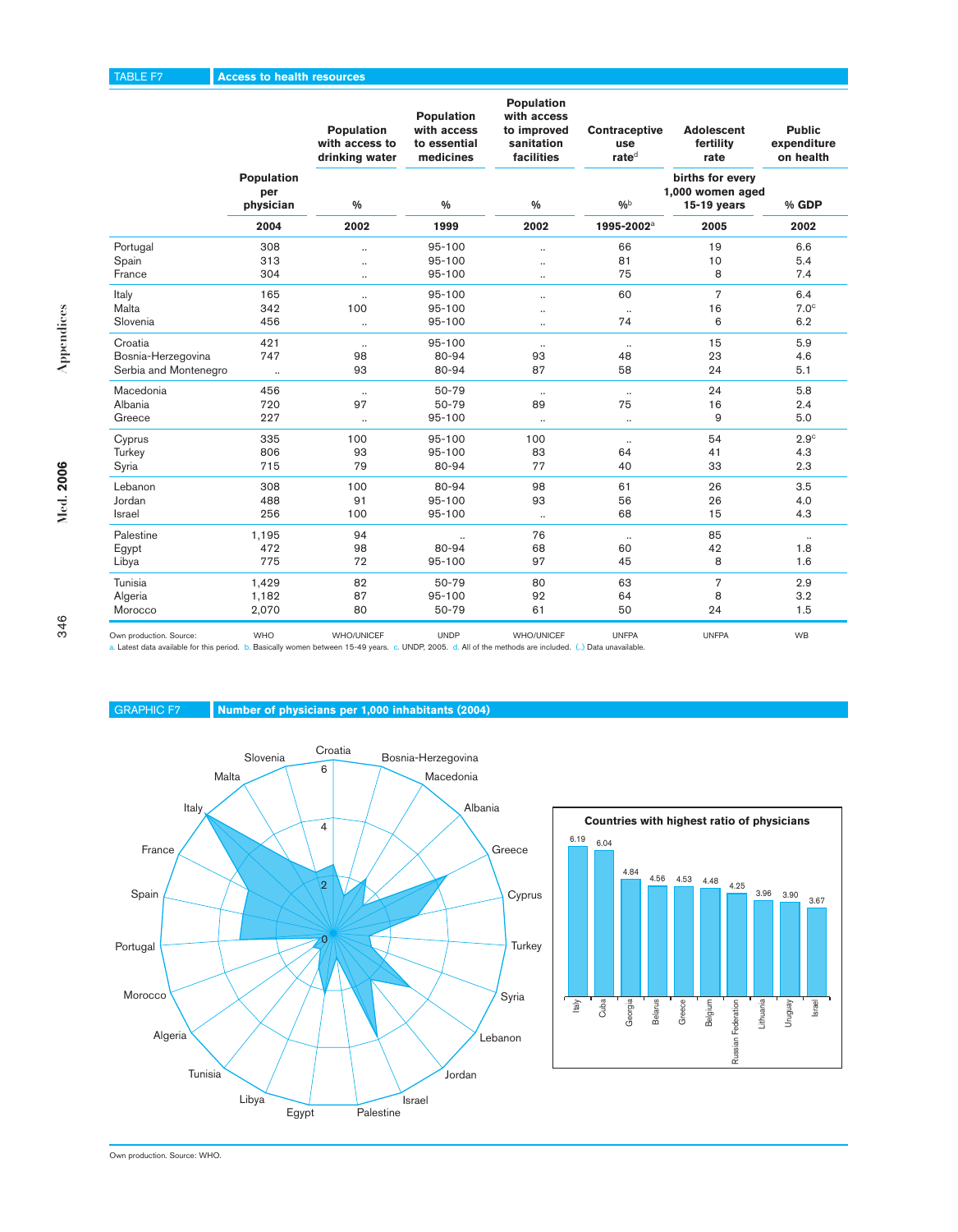## TABLE F7 Access to health resources

| | Population per physician | Population with access to drinking water | Population with access to essential medicines | Population with access to improved sanitation facilities | Contraceptive use rate[d] | Adolescent fertility rate | Public expenditure on health |
|---|---|---|---|---|---|---|---|
| | | % | % | % | %[b] | births for every 1,000 women aged 15-19 years | % GDP |
| | 2004 | 2002 | 1999 | 2002 | 1995-2002[a] | 2005 | 2002 |
| Portugal | 308 | .. | 95-100 | .. | 66 | 19 | 6.6 |
| Spain | 313 | .. | 95-100 | .. | 81 | 10 | 5.4 |
| France | 304 | .. | 95-100 | .. | 75 | 8 | 7.4 |
| Italy | 165 | .. | 95-100 | .. | 60 | 7 | 6.4 |
| Malta | 342 | 100 | 95-100 | .. | .. | 16 | 7.0[c] |
| Slovenia | 456 | .. | 95-100 | .. | 74 | 6 | 6.2 |
| Croatia | 421 | .. | 95-100 | .. | .. | 15 | 5.9 |
| Bosnia-Herzegovina | 747 | 98 | 80-94 | 93 | 48 | 23 | 4.6 |
| Serbia and Montenegro | .. | 93 | 80-94 | 87 | 58 | 24 | 5.1 |
| Macedonia | 456 | .. | 50-79 | .. | .. | 24 | 5.8 |
| Albania | 720 | 97 | 50-79 | 89 | 75 | 16 | 2.4 |
| Greece | 227 | .. | 95-100 | .. | .. | 9 | 5.0 |
| Cyprus | 335 | 100 | 95-100 | 100 | .. | 54 | 2.9[c] |
| Turkey | 806 | 93 | 95-100 | 83 | 64 | 41 | 4.3 |
| Syria | 715 | 79 | 80-94 | 77 | 40 | 33 | 2.3 |
| Lebanon | 308 | 100 | 80-94 | 98 | 61 | 26 | 3.5 |
| Jordan | 488 | 91 | 95-100 | 93 | 56 | 26 | 4.0 |
| Israel | 256 | 100 | 95-100 | .. | 68 | 15 | 4.3 |
| Palestine | 1,195 | 94 | .. | 76 | .. | 85 | .. |
| Egypt | 472 | 98 | 80-94 | 68 | 60 | 42 | 1.8 |
| Libya | 775 | 72 | 95-100 | 97 | 45 | 8 | 1.6 |
| Tunisia | 1,429 | 82 | 50-79 | 80 | 63 | 7 | 2.9 |
| Algeria | 1,182 | 87 | 95-100 | 92 | 64 | 8 | 3.2 |
| Morocco | 2,070 | 80 | 50-79 | 61 | 50 | 24 | 1.5 |

Own production. Source: WHO; WHO/UNICEF; UNDP; WHO/UNICEF; UNFPA; UNFPA; WB

a. Latest data available for this period. b. Basically women between 15-49 years. c. UNDP, 2005. d. All of the methods are included. (..) Data unavailable.

## GRAPHIC F7 Number of physicians per 1,000 inhabitants (2004)

**Countries with highest ratio of physicians**

| Country | Physicians per 1,000 inhabitants |
|---|---|
| Italy | 6.19 |
| Cuba | 6.04 |
| Georgia | 4.84 |
| Belarus | 4.56 |
| Greece | 4.53 |
| Belgium | 4.48 |
| Russian Federation | 4.25 |
| Lithuania | 3.96 |
| Uruguay | 3.90 |
| Israel | 3.67 |

Own production. Source: WHO.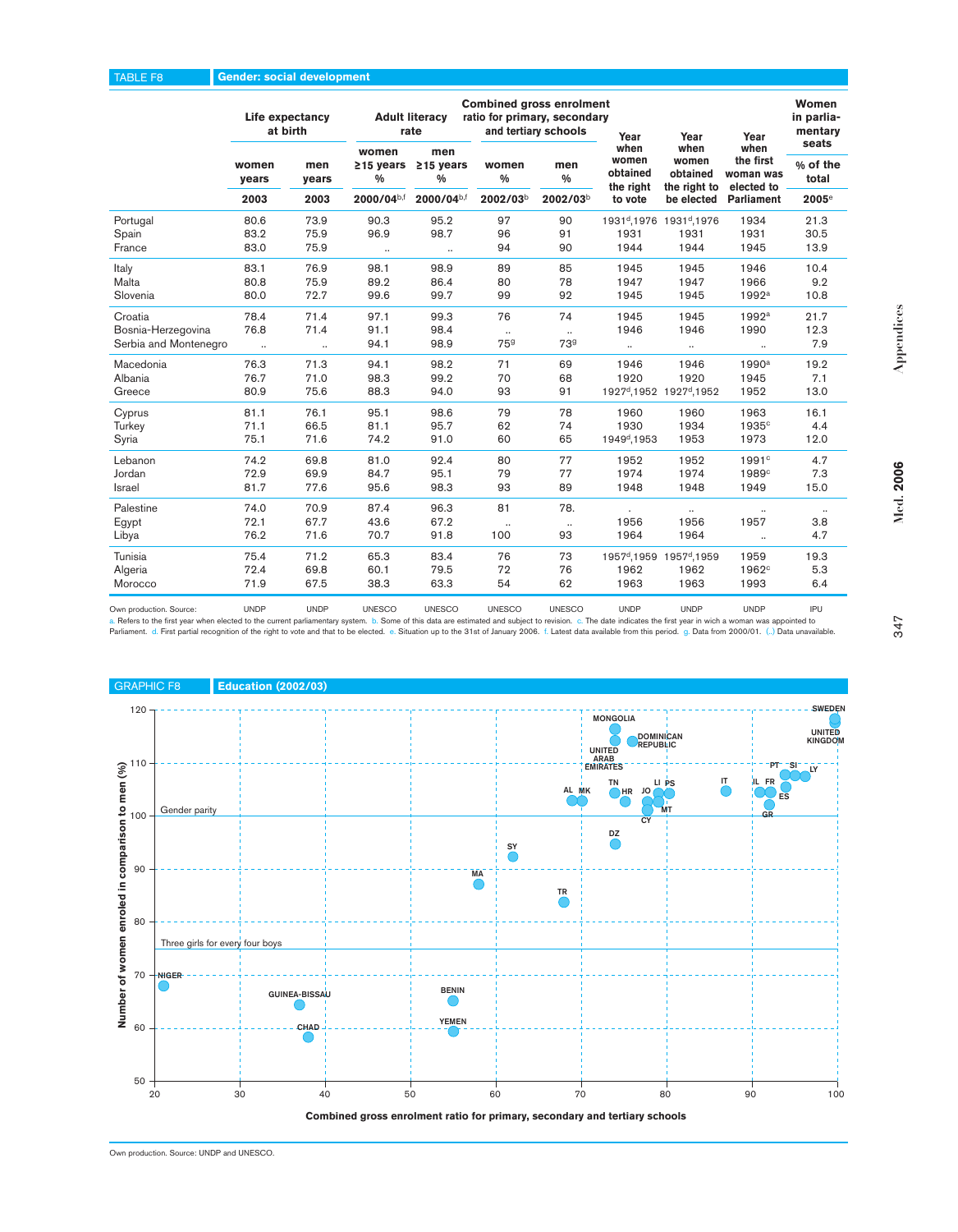TABLE F8 **Gender: social development**

| | Life expectancy at birth | | Adult literacy rate | | Combined gross enrolment ratio for primary, secondary and tertiary schools | | Year when women obtained the right to vote | Year when women obtained the right to be elected | Year when the first woman was elected to Parliament | Women in parliamentary seats |
|---|---|---|---|---|---|---|---|---|---|---|
| | women years | men years | women ≥15 years % | men ≥15 years % | women % | men % | | | | % of the total |
| | 2003 | 2003 | 2000/04[b,f] | 2000/04[b,f] | 2002/03[b] | 2002/03[b] | | | | 2005[e] |
| Portugal | 80.6 | 73.9 | 90.3 | 95.2 | 97 | 90 | 1931[d],1976 | 1931[d],1976 | 1934 | 21.3 |
| Spain | 83.2 | 75.9 | 96.9 | 98.7 | 96 | 91 | 1931 | 1931 | 1931 | 30.5 |
| France | 83.0 | 75.9 | .. | .. | 94 | 90 | 1944 | 1944 | 1945 | 13.9 |
| Italy | 83.1 | 76.9 | 98.1 | 98.9 | 89 | 85 | 1945 | 1945 | 1946 | 10.4 |
| Malta | 80.8 | 75.9 | 89.2 | 86.4 | 80 | 78 | 1947 | 1947 | 1966 | 9.2 |
| Slovenia | 80.0 | 72.7 | 99.6 | 99.7 | 99 | 92 | 1945 | 1945 | 1992[a] | 10.8 |
| Croatia | 78.4 | 71.4 | 97.1 | 99.3 | 76 | 74 | 1945 | 1945 | 1992[a] | 21.7 |
| Bosnia-Herzegovina | 76.8 | 71.4 | 91.1 | 98.4 | .. | .. | 1946 | 1946 | 1990 | 12.3 |
| Serbia and Montenegro | .. | .. | 94.1 | 98.9 | 75[g] | 73[g] | .. | .. | .. | 7.9 |
| Macedonia | 76.3 | 71.3 | 94.1 | 98.2 | 71 | 69 | 1946 | 1946 | 1990[a] | 19.2 |
| Albania | 76.7 | 71.0 | 98.3 | 99.2 | 70 | 68 | 1920 | 1920 | 1945 | 7.1 |
| Greece | 80.9 | 75.6 | 88.3 | 94.0 | 93 | 91 | 1927[d],1952 | 1927[d],1952 | 1952 | 13.0 |
| Cyprus | 81.1 | 76.1 | 95.1 | 98.6 | 79 | 78 | 1960 | 1960 | 1963 | 16.1 |
| Turkey | 71.1 | 66.5 | 81.1 | 95.7 | 62 | 74 | 1930 | 1934 | 1935[c] | 4.4 |
| Syria | 75.1 | 71.6 | 74.2 | 91.0 | 60 | 65 | 1949[d],1953 | 1953 | 1973 | 12.0 |
| Lebanon | 74.2 | 69.8 | 81.0 | 92.4 | 80 | 77 | 1952 | 1952 | 1991[c] | 4.7 |
| Jordan | 72.9 | 69.9 | 84.7 | 95.1 | 79 | 77 | 1974 | 1974 | 1989[c] | 7.3 |
| Israel | 81.7 | 77.6 | 95.6 | 98.3 | 93 | 89 | 1948 | 1948 | 1949 | 15.0 |
| Palestine | 74.0 | 70.9 | 87.4 | 96.3 | 81 | 78. | . | .. | .. | .. |
| Egypt | 72.1 | 67.7 | 43.6 | 67.2 | .. | .. | 1956 | 1956 | 1957 | 3.8 |
| Libya | 76.2 | 71.6 | 70.7 | 91.8 | 100 | 93 | 1964 | 1964 | .. | 4.7 |
| Tunisia | 75.4 | 71.2 | 65.3 | 83.4 | 76 | 73 | 1957[d],1959 | 1957[d],1959 | 1959 | 19.3 |
| Algeria | 72.4 | 69.8 | 60.1 | 79.5 | 72 | 76 | 1962 | 1962 | 1962[c] | 5.3 |
| Morocco | 71.9 | 67.5 | 38.3 | 63.3 | 54 | 62 | 1963 | 1963 | 1993 | 6.4 |
| Own production. Source: | UNDP | UNDP | UNESCO | UNESCO | UNESCO | UNESCO | UNDP | UNDP | UNDP | IPU |

a. Refers to the first year when elected to the current parliamentary system. b. Some of this data are estimated and subject to revision. c. The date indicates the first year in wich a woman was appointed to Parliament. d. First partial recognition of the right to vote and that to be elected. e. Situation up to the 31st of January 2006. f. Latest data available from this period. g. Data from 2000/01. (..) Data unavailable.

GRAPHIC F8 **Education (2002/03)**

Own production. Source: UNDP and UNESCO.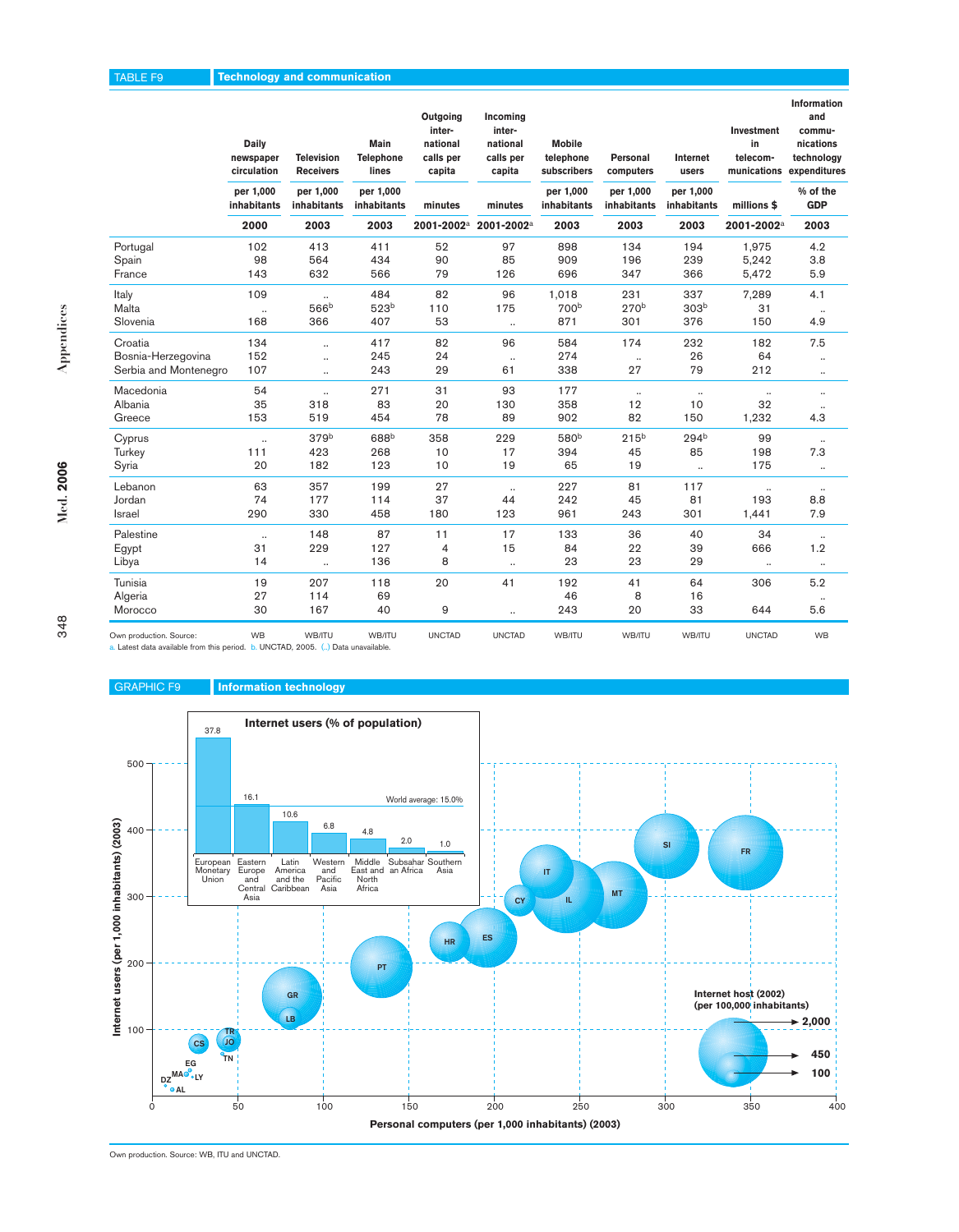## TABLE F9 Technology and communication

| | Daily newspaper circulation | Television Receivers | Main Telephone lines | Outgoing international calls per capita | Incoming international calls per capita | Mobile telephone subscribers | Personal computers | Internet users | Investment in telecommunications | Information and communications technology expenditures |
|---|---|---|---|---|---|---|---|---|---|---|
| | per 1,000 inhabitants | per 1,000 inhabitants | per 1,000 inhabitants | minutes | minutes | per 1,000 inhabitants | per 1,000 inhabitants | per 1,000 inhabitants | millions $ | % of the GDP |
| | 2000 | 2003 | 2003 | 2001-2002[a] | 2001-2002[a] | 2003 | 2003 | 2003 | 2001-2002[a] | 2003 |
| Portugal | 102 | 413 | 411 | 52 | 97 | 898 | 134 | 194 | 1,975 | 4.2 |
| Spain | 98 | 564 | 434 | 90 | 85 | 909 | 196 | 239 | 5,242 | 3.8 |
| France | 143 | 632 | 566 | 79 | 126 | 696 | 347 | 366 | 5,472 | 5.9 |
| Italy | 109 | .. | 484 | 82 | 96 | 1,018 | 231 | 337 | 7,289 | 4.1 |
| Malta | .. | 566[b] | 523[b] | 110 | 175 | 700[b] | 270[b] | 303[b] | 31 | .. |
| Slovenia | 168 | 366 | 407 | 53 | .. | 871 | 301 | 376 | 150 | 4.9 |
| Croatia | 134 | .. | 417 | 82 | 96 | 584 | 174 | 232 | 182 | 7.5 |
| Bosnia-Herzegovina | 152 | .. | 245 | 24 | .. | 274 | .. | 26 | 64 | .. |
| Serbia and Montenegro | 107 | .. | 243 | 29 | 61 | 338 | 27 | 79 | 212 | .. |
| Macedonia | 54 | .. | 271 | 31 | 93 | 177 | .. | .. | .. | .. |
| Albania | 35 | 318 | 83 | 20 | 130 | 358 | 12 | 10 | 32 | .. |
| Greece | 153 | 519 | 454 | 78 | 89 | 902 | 82 | 150 | 1,232 | 4.3 |
| Cyprus | .. | 379[b] | 688[b] | 358 | 229 | 580[b] | 215[b] | 294[b] | 99 | .. |
| Turkey | 111 | 423 | 268 | 10 | 17 | 394 | 45 | 85 | 198 | 7.3 |
| Syria | 20 | 182 | 123 | 10 | 19 | 65 | 19 | .. | 175 | .. |
| Lebanon | 63 | 357 | 199 | 27 | .. | 227 | 81 | 117 | .. | .. |
| Jordan | 74 | 177 | 114 | 37 | 44 | 242 | 45 | 81 | 193 | 8.8 |
| Israel | 290 | 330 | 458 | 180 | 123 | 961 | 243 | 301 | 1,441 | 7.9 |
| Palestine | .. | 148 | 87 | 11 | 17 | 133 | 36 | 40 | 34 | .. |
| Egypt | 31 | 229 | 127 | 4 | 15 | 84 | 22 | 39 | 666 | 1.2 |
| Libya | 14 | .. | 136 | 8 | .. | 23 | 23 | 29 | .. | .. |
| Tunisia | 19 | 207 | 118 | 20 | 41 | 192 | 41 | 64 | 306 | 5.2 |
| Algeria | 27 | 114 | 69 | | | 46 | 8 | 16 | | .. |
| Morocco | 30 | 167 | 40 | 9 | .. | 243 | 20 | 33 | 644 | 5.6 |
| Own production. Source: | WB | WB/ITU | WB/ITU | UNCTAD | UNCTAD | WB/ITU | WB/ITU | WB/ITU | UNCTAD | WB |

a. Latest data available from this period. b. UNCTAD, 2005. (..) Data unavailable.

## GRAPHIC F9 Information technology

**Internet users (% of population)**

| European Monetary Union | Eastern Europe and Central Asia | Latin America and the Caribbean | Western and Pacific Asia | Middle East and North Africa | Subsahar an Africa | Southern Asia |
|---|---|---|---|---|---|---|
| 37.8 | 16.1 | 10.6 | 6.8 | 4.8 | 2.0 | 1.0 |

World average: 15.0%

Internet users (per 1,000 inhabitants) (2003) vs. Personal computers (per 1,000 inhabitants) (2003)

Internet host (2002) (per 100,000 inhabitants): 2,000; 450; 100

Own production. Source: WB, ITU and UNCTAD.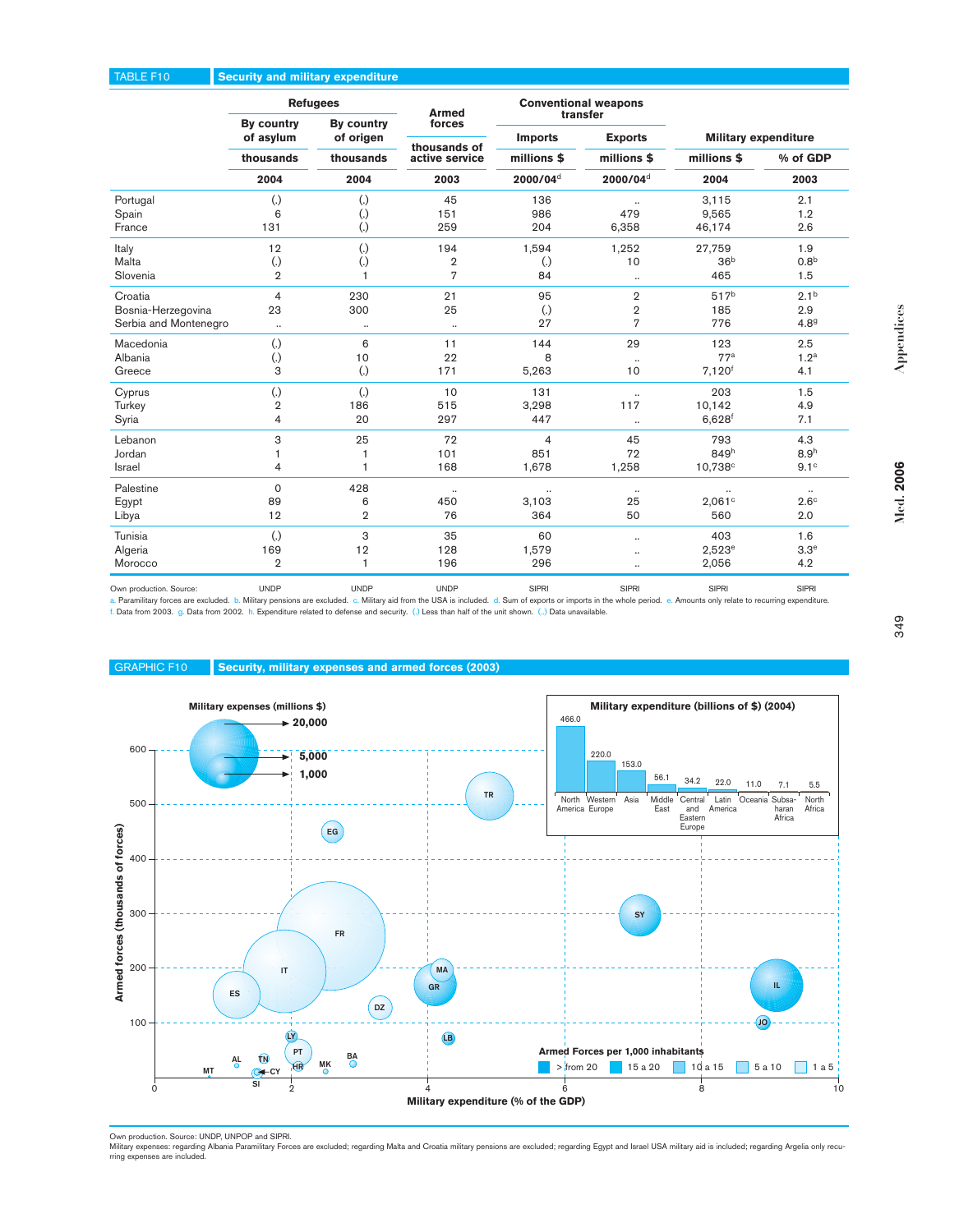## TABLE F10 Security and military expenditure

| | Refugees | | Armed forces | Conventional weapons transfer | | Military expenditure | |
|---|---|---|---|---|---|---|---|
| | By country of asylum | By country of origen | | Imports | Exports | | |
| | thousands | thousands | thousands of active service | millions $ | millions $ | millions $ | % of GDP |
| | 2004 | 2004 | 2003 | 2000/04[d] | 2000/04[d] | 2004 | 2003 |
| Portugal | (.) | (.) | 45 | 136 | .. | 3,115 | 2.1 |
| Spain | 6 | (.) | 151 | 986 | 479 | 9,565 | 1.2 |
| France | 131 | (.) | 259 | 204 | 6,358 | 46,174 | 2.6 |
| Italy | 12 | (.) | 194 | 1,594 | 1,252 | 27,759 | 1.9 |
| Malta | (.) | (.) | 2 | (.) | 10 | 36[b] | 0.8[b] |
| Slovenia | 2 | 1 | 7 | 84 | .. | 465 | 1.5 |
| Croatia | 4 | 230 | 21 | 95 | 2 | 517[b] | 2.1[b] |
| Bosnia-Herzegovina | 23 | 300 | 25 | (.) | 2 | 185 | 2.9 |
| Serbia and Montenegro | .. | .. | .. | 27 | 7 | 776 | 4.8[g] |
| Macedonia | (.) | 6 | 11 | 144 | 29 | 123 | 2.5 |
| Albania | (.) | 10 | 22 | 8 | .. | 77[a] | 1.2[a] |
| Greece | 3 | (.) | 171 | 5,263 | 10 | 7,120[f] | 4.1 |
| Cyprus | (.) | (.) | 10 | 131 | .. | 203 | 1.5 |
| Turkey | 2 | 186 | 515 | 3,298 | 117 | 10,142 | 4.9 |
| Syria | 4 | 20 | 297 | 447 | .. | 6,628[f] | 7.1 |
| Lebanon | 3 | 25 | 72 | 4 | 45 | 793 | 4.3 |
| Jordan | 1 | 1 | 101 | 851 | 72 | 849[h] | 8.9[h] |
| Israel | 4 | 1 | 168 | 1,678 | 1,258 | 10,738[c] | 9.1[c] |
| Palestine | 0 | 428 | .. | .. | .. | .. | .. |
| Egypt | 89 | 6 | 450 | 3,103 | 25 | 2,061[c] | 2.6[c] |
| Libya | 12 | 2 | 76 | 364 | 50 | 560 | 2.0 |
| Tunisia | (.) | 3 | 35 | 60 | .. | 403 | 1.6 |
| Algeria | 169 | 12 | 128 | 1,579 | .. | 2,523[e] | 3.3[e] |
| Morocco | 2 | 1 | 196 | 296 | .. | 2,056 | 4.2 |
| Own production. Source: | UNDP | UNDP | UNDP | SIPRI | SIPRI | SIPRI | SIPRI |

a. Paramilitary forces are excluded. b. Military pensions are excluded. c. Military aid from the USA is included. d. Sum of exports or imports in the whole period. e. Amounts only relate to recurring expenditure. f. Data from 2003. g. Data from 2002. h. Expenditure related to defense and security. (.) Less than half of the unit shown. (..) Data unavailable.

## GRAPHIC F10 Security, military expenses and armed forces (2003)

Military expenses (millions $): 20,000; 5,000; 1,000

Armed forces (thousands of forces) vs. Military expenditure (% of the GDP)

Military expenditure (billions of $) (2004)

| Region | Billions of $ |
|---|---|
| North America | 466.0 |
| Western Europe | 220.0 |
| Asia | 153.0 |
| Middle East | 56.1 |
| Central and Eastern Europe | 34.2 |
| Latin America | 22.0 |
| Oceania | 11.0 |
| Subsaharan Africa | 7.1 |
| North Africa | 5.5 |

Armed Forces per 1,000 inhabitants: > from 20; 15 a 20; 10 a 15; 5 a 10; 1 a 5

Own production. Source: UNDP, UNPOP and SIPRI.

Military expenses: regarding Albania Paramilitary Forces are excluded; regarding Malta and Croatia military pensions are excluded; regarding Egypt and Israel USA military aid is included; regarding Argelia only recurring expenses are included.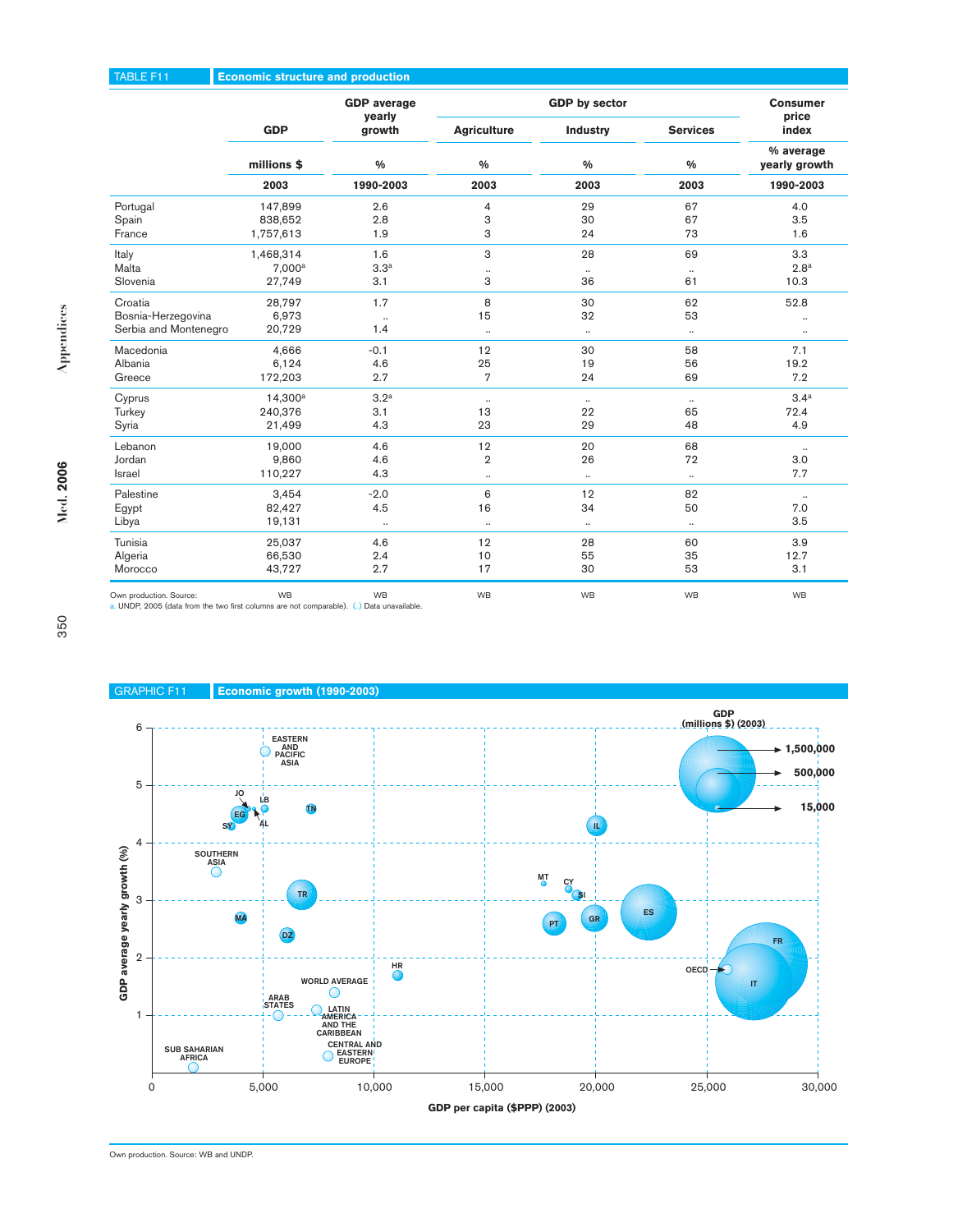## TABLE F11 Economic structure and production

| | GDP | GDP average yearly growth | GDP by sector | | | Consumer price index |
|---|---|---|---|---|---|---|
| | | | Agriculture | Industry | Services | |
| | millions $ | % | % | % | % | % average yearly growth |
| | 2003 | 1990-2003 | 2003 | 2003 | 2003 | 1990-2003 |
| Portugal | 147,899 | 2.6 | 4 | 29 | 67 | 4.0 |
| Spain | 838,652 | 2.8 | 3 | 30 | 67 | 3.5 |
| France | 1,757,613 | 1.9 | 3 | 24 | 73 | 1.6 |
| Italy | 1,468,314 | 1.6 | 3 | 28 | 69 | 3.3 |
| Malta | 7,000[a] | 3.3[a] | .. | .. | .. | 2.8[a] |
| Slovenia | 27,749 | 3.1 | 3 | 36 | 61 | 10.3 |
| Croatia | 28,797 | 1.7 | 8 | 30 | 62 | 52.8 |
| Bosnia-Herzegovina | 6,973 | .. | 15 | 32 | 53 | .. |
| Serbia and Montenegro | 20,729 | 1.4 | .. | .. | .. | .. |
| Macedonia | 4,666 | -0.1 | 12 | 30 | 58 | 7.1 |
| Albania | 6,124 | 4.6 | 25 | 19 | 56 | 19.2 |
| Greece | 172,203 | 2.7 | 7 | 24 | 69 | 7.2 |
| Cyprus | 14,300[a] | 3.2[a] | .. | .. | .. | 3.4[a] |
| Turkey | 240,376 | 3.1 | 13 | 22 | 65 | 72.4 |
| Syria | 21,499 | 4.3 | 23 | 29 | 48 | 4.9 |
| Lebanon | 19,000 | 4.6 | 12 | 20 | 68 | .. |
| Jordan | 9,860 | 4.6 | 2 | 26 | 72 | 3.0 |
| Israel | 110,227 | 4.3 | .. | .. | .. | 7.7 |
| Palestine | 3,454 | -2.0 | 6 | 12 | 82 | .. |
| Egypt | 82,427 | 4.5 | 16 | 34 | 50 | 7.0 |
| Libya | 19,131 | .. | .. | .. | .. | 3.5 |
| Tunisia | 25,037 | 4.6 | 12 | 28 | 60 | 3.9 |
| Algeria | 66,530 | 2.4 | 10 | 55 | 35 | 12.7 |
| Morocco | 43,727 | 2.7 | 17 | 30 | 53 | 3.1 |
| Own production. Source: | WB | WB | WB | WB | WB | WB |

a. UNDP, 2005 (data from the two first columns are not comparable). (..) Data unavailable.

## GRAPHIC F11 Economic growth (1990-2003)

Own production. Source: WB and UNDP.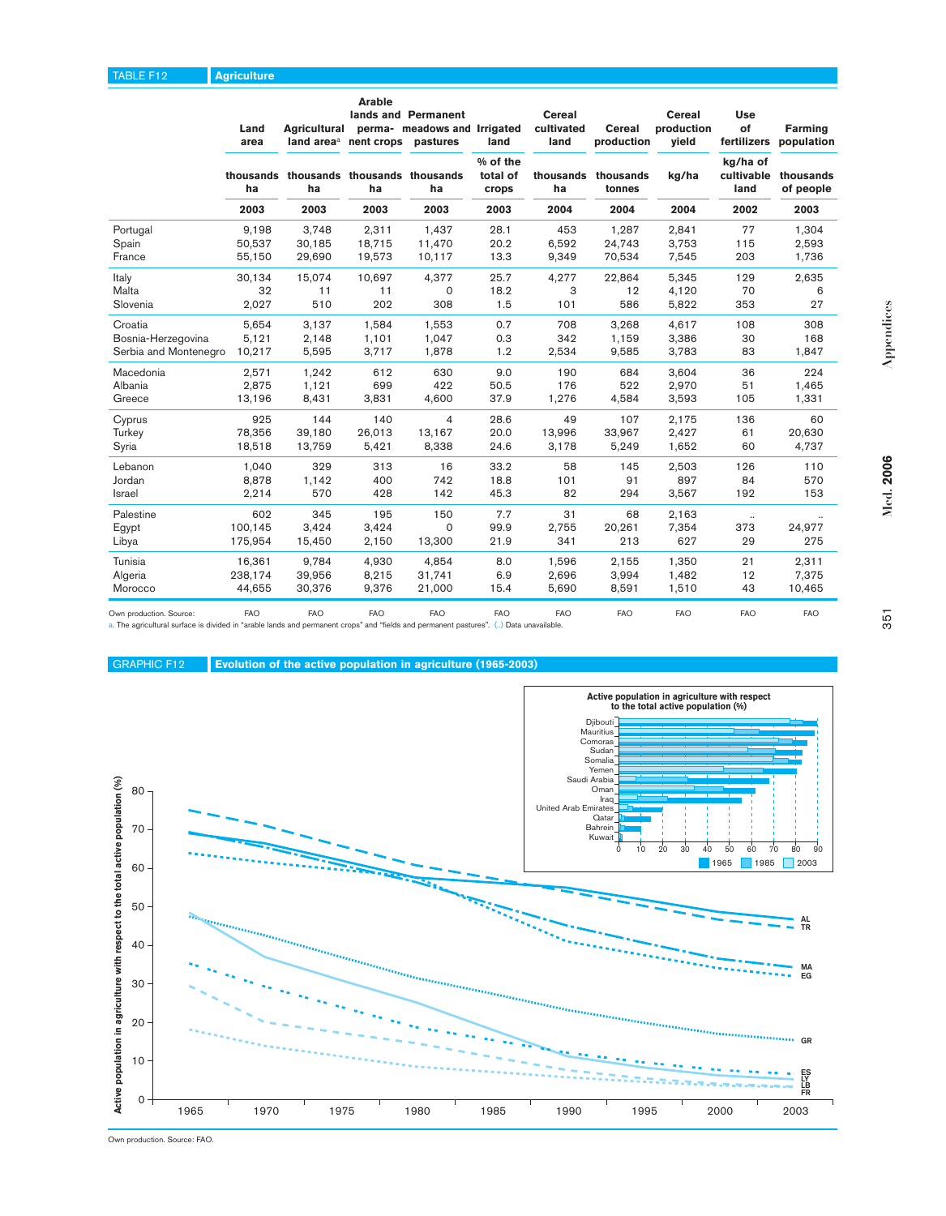TABLE F12 **Agriculture**

| | Land area | Agricultural land area[a] | Arable lands and perma-nent crops | Permanent meadows and pastures | Irrigated land | Cereal cultivated land | Cereal production | Cereal production yield | Use of fertilizers | Farming population |
|---|---|---|---|---|---|---|---|---|---|---|
| | thousands ha | thousands ha | thousands ha | thousands ha | % of the total of crops | thousands ha | thousands tonnes | kg/ha | kg/ha of cultivable land | thousands of people |
| | 2003 | 2003 | 2003 | 2003 | 2003 | 2004 | 2004 | 2004 | 2002 | 2003 |
| Portugal | 9,198 | 3,748 | 2,311 | 1,437 | 28.1 | 453 | 1,287 | 2,841 | 77 | 1,304 |
| Spain | 50,537 | 30,185 | 18,715 | 11,470 | 20.2 | 6,592 | 24,743 | 3,753 | 115 | 2,593 |
| France | 55,150 | 29,690 | 19,573 | 10,117 | 13.3 | 9,349 | 70,534 | 7,545 | 203 | 1,736 |
| Italy | 30,134 | 15,074 | 10,697 | 4,377 | 25.7 | 4,277 | 22,864 | 5,345 | 129 | 2,635 |
| Malta | 32 | 11 | 11 | 0 | 18.2 | 3 | 12 | 4,120 | 70 | 6 |
| Slovenia | 2,027 | 510 | 202 | 308 | 1.5 | 101 | 586 | 5,822 | 353 | 27 |
| Croatia | 5,654 | 3,137 | 1,584 | 1,553 | 0.7 | 708 | 3,268 | 4,617 | 108 | 308 |
| Bosnia-Herzegovina | 5,121 | 2,148 | 1,101 | 1,047 | 0.3 | 342 | 1,159 | 3,386 | 30 | 168 |
| Serbia and Montenegro | 10,217 | 5,595 | 3,717 | 1,878 | 1.2 | 2,534 | 9,585 | 3,783 | 83 | 1,847 |
| Macedonia | 2,571 | 1,242 | 612 | 630 | 9.0 | 190 | 684 | 3,604 | 36 | 224 |
| Albania | 2,875 | 1,121 | 699 | 422 | 50.5 | 176 | 522 | 2,970 | 51 | 1,465 |
| Greece | 13,196 | 8,431 | 3,831 | 4,600 | 37.9 | 1,276 | 4,584 | 3,593 | 105 | 1,331 |
| Cyprus | 925 | 144 | 140 | 4 | 28.6 | 49 | 107 | 2,175 | 136 | 60 |
| Turkey | 78,356 | 39,180 | 26,013 | 13,167 | 20.0 | 13,996 | 33,967 | 2,427 | 61 | 20,630 |
| Syria | 18,518 | 13,759 | 5,421 | 8,338 | 24.6 | 3,178 | 5,249 | 1,652 | 60 | 4,737 |
| Lebanon | 1,040 | 329 | 313 | 16 | 33.2 | 58 | 145 | 2,503 | 126 | 110 |
| Jordan | 8,878 | 1,142 | 400 | 742 | 18.8 | 101 | 91 | 897 | 84 | 570 |
| Israel | 2,214 | 570 | 428 | 142 | 45.3 | 82 | 294 | 3,567 | 192 | 153 |
| Palestine | 602 | 345 | 195 | 150 | 7.7 | 31 | 68 | 2,163 | .. | .. |
| Egypt | 100,145 | 3,424 | 3,424 | 0 | 99.9 | 2,755 | 20,261 | 7,354 | 373 | 24,977 |
| Libya | 175,954 | 15,450 | 2,150 | 13,300 | 21.9 | 341 | 213 | 627 | 29 | 275 |
| Tunisia | 16,361 | 9,784 | 4,930 | 4,854 | 8.0 | 1,596 | 2,155 | 1,350 | 21 | 2,311 |
| Algeria | 238,174 | 39,956 | 8,215 | 31,741 | 6.9 | 2,696 | 3,994 | 1,482 | 12 | 7,375 |
| Morocco | 44,655 | 30,376 | 9,376 | 21,000 | 15.4 | 5,690 | 8,591 | 1,510 | 43 | 10,465 |
| Own production. Source: | FAO | FAO | FAO | FAO | FAO | FAO | FAO | FAO | FAO | FAO |

a. The agricultural surface is divided in "arable lands and permanent crops" and "fields and permanent pastures". (..) Data unavailable.

GRAPHIC F12 **Evolution of the active population in agriculture (1965-2003)**

Own production. Source: FAO.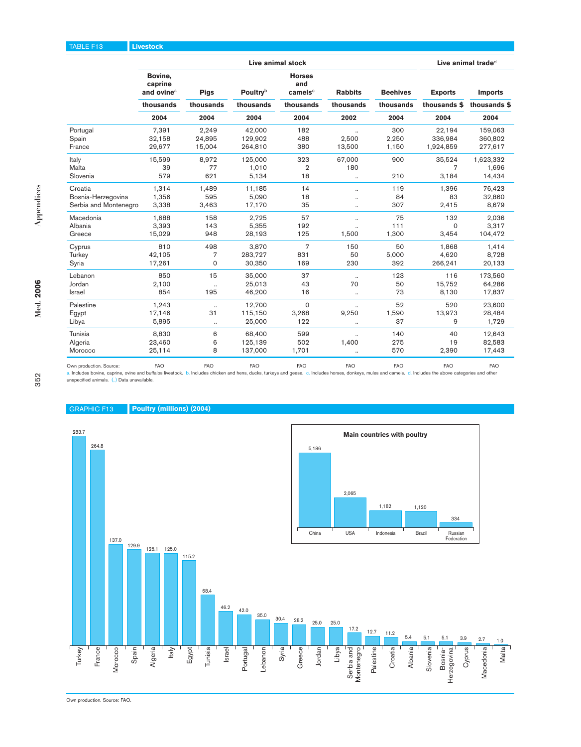## TABLE F13 Livestock

| | Live animal stock | | | | | | Live animal trade[d] | |
|---|---|---|---|---|---|---|---|---|
| | Bovine, caprine and ovine[a] | Pigs | Poultry[b] | Horses and camels[c] | Rabbits | Beehives | Exports | Imports |
| | thousands | thousands | thousands | thousands | thousands | thousands | thousands $ | thousands $ |
| | 2004 | 2004 | 2004 | 2004 | 2002 | 2004 | 2004 | 2004 |
| Portugal | 7,391 | 2,249 | 42,000 | 182 | .. | 300 | 22,194 | 159,063 |
| Spain | 32,158 | 24,895 | 129,902 | 488 | 2,500 | 2,250 | 336,984 | 360,802 |
| France | 29,677 | 15,004 | 264,810 | 380 | 13,500 | 1,150 | 1,924,859 | 277,617 |
| Italy | 15,599 | 8,972 | 125,000 | 323 | 67,000 | 900 | 35,524 | 1,623,332 |
| Malta | 39 | 77 | 1,010 | 2 | 180 | | 7 | 1,696 |
| Slovenia | 579 | 621 | 5,134 | 18 | .. | 210 | 3,184 | 14,434 |
| Croatia | 1,314 | 1,489 | 11,185 | 14 | .. | 119 | 1,396 | 76,423 |
| Bosnia-Herzegovina | 1,356 | 595 | 5,090 | 18 | .. | 84 | 83 | 32,860 |
| Serbia and Montenegro | 3,338 | 3,463 | 17,170 | 35 | .. | 307 | 2,415 | 8,679 |
| Macedonia | 1,688 | 158 | 2,725 | 57 | .. | 75 | 132 | 2,036 |
| Albania | 3,393 | 143 | 5,355 | 192 | .. | 111 | 0 | 3,317 |
| Greece | 15,029 | 948 | 28,193 | 125 | 1,500 | 1,300 | 3,454 | 104,472 |
| Cyprus | 810 | 498 | 3,870 | 7 | 150 | 50 | 1,868 | 1,414 |
| Turkey | 42,105 | 7 | 283,727 | 831 | 50 | 5,000 | 4,620 | 8,728 |
| Syria | 17,261 | 0 | 30,350 | 169 | 230 | 392 | 266,241 | 20,133 |
| Lebanon | 850 | 15 | 35,000 | 37 | .. | 123 | 116 | 173,560 |
| Jordan | 2,100 | .. | 25,013 | 43 | 70 | 50 | 15,752 | 64,286 |
| Israel | 854 | 195 | 46,200 | 16 | .. | 73 | 8,130 | 17,837 |
| Palestine | 1,243 | .. | 12,700 | 0 | .. | 52 | 520 | 23,600 |
| Egypt | 17,146 | 31 | 115,150 | 3,268 | 9,250 | 1,590 | 13,973 | 28,484 |
| Libya | 5,895 | .. | 25,000 | 122 | .. | 37 | 9 | 1,729 |
| Tunisia | 8,830 | 6 | 68,400 | 599 | .. | 140 | 40 | 12,643 |
| Algeria | 23,460 | 6 | 125,139 | 502 | 1,400 | 275 | 19 | 82,583 |
| Morocco | 25,114 | 8 | 137,000 | 1,701 | .. | 570 | 2,390 | 17,443 |
| Own production. Source: | FAO | FAO | FAO | FAO | FAO | FAO | FAO | FAO |

a. Includes bovine, caprine, ovine and buffalos livestock. b. Includes chicken and hens, ducks, turkeys and geese. c. Includes horses, donkeys, mules and camels. d. Includes the above categories and other unspecified animals. (..) Data unavailable.

## GRAPHIC F13 Poultry (millions) (2004)

| Country | Poultry (millions) |
|---|---|
| Turkey | 283.7 |
| France | 264.8 |
| Morocco | 137.0 |
| Spain | 129.9 |
| Algeria | 125.1 |
| Italy | 125.0 |
| Egypt | 115.2 |
| Tunisia | 68.4 |
| Israel | 46.2 |
| Portugal | 42.0 |
| Lebanon | 35.0 |
| Syria | 30.4 |
| Greece | 28.2 |
| Jordan | 25.0 |
| Libya | 25.0 |
| Serbia and Montenegro | 17.2 |
| Palestine | 12.7 |
| Croatia | 11.2 |
| Albania | 5.4 |
| Slovenia | 5.1 |
| Bosnia-Herzegovina | 5.1 |
| Cyprus | 3.9 |
| Macedonia | 2.7 |
| Malta | 1.0 |

**Main countries with poultry**

| Country | Poultry (millions) |
|---|---|
| China | 5,186 |
| USA | 2,065 |
| Indonesia | 1,182 |
| Brazil | 1,120 |
| Russian Federation | 334 |

Own production. Source: FAO.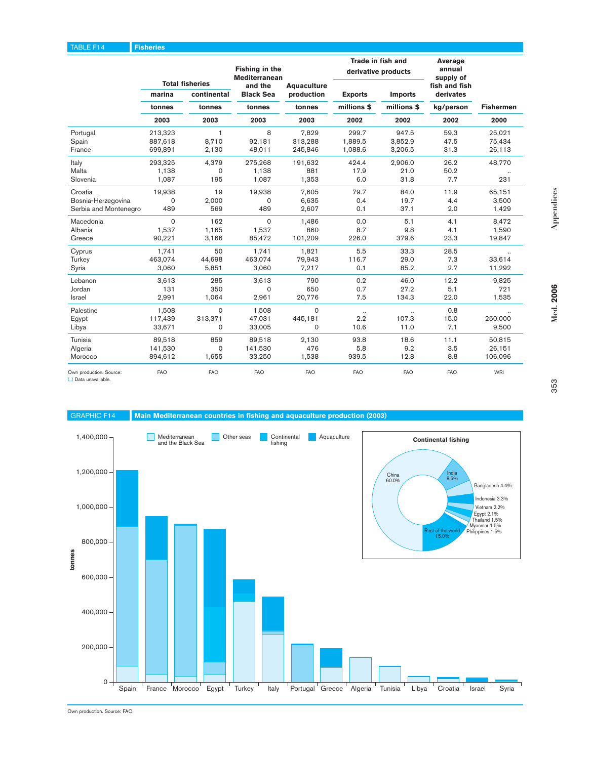**TABLE F14** **Fisheries**

| | Total fisheries | | Fishing in the Mediterranean and the Black Sea | Aquaculture production | Trade in fish and derivative products | | Average annual supply of fish and fish derivates | Fishermen |
|---|---|---|---|---|---|---|---|---|
| | marina | continental | | | Exports | Imports | | |
| | tonnes | tonnes | tonnes | tonnes | millions $ | millions $ | kg/person | |
| | 2003 | 2003 | 2003 | 2003 | 2002 | 2002 | 2002 | 2000 |
| Portugal | 213,323 | 1 | 8 | 7,829 | 299.7 | 947.5 | 59.3 | 25,021 |
| Spain | 887,618 | 8,710 | 92,181 | 313,288 | 1,889.5 | 3,852.9 | 47.5 | 75,434 |
| France | 699,891 | 2,130 | 48,011 | 245,846 | 1,088.6 | 3,206.5 | 31.3 | 26,113 |
| Italy | 293,325 | 4,379 | 275,268 | 191,632 | 424.4 | 2,906.0 | 26.2 | 48,770 |
| Malta | 1,138 | 0 | 1,138 | 881 | 17.9 | 21.0 | 50.2 | .. |
| Slovenia | 1,087 | 195 | 1,087 | 1,353 | 6.0 | 31.8 | 7.7 | 231 |
| Croatia | 19,938 | 19 | 19,938 | 7,605 | 79.7 | 84.0 | 11.9 | 65,151 |
| Bosnia-Herzegovina | 0 | 2,000 | 0 | 6,635 | 0.4 | 19.7 | 4.4 | 3,500 |
| Serbia and Montenegro | 489 | 569 | 489 | 2,607 | 0.1 | 37.1 | 2.0 | 1,429 |
| Macedonia | 0 | 162 | 0 | 1,486 | 0.0 | 5.1 | 4.1 | 8,472 |
| Albania | 1,537 | 1,165 | 1,537 | 860 | 8.7 | 9.8 | 4.1 | 1,590 |
| Greece | 90,221 | 3,166 | 85,472 | 101,209 | 226.0 | 379.6 | 23.3 | 19,847 |
| Cyprus | 1,741 | 50 | 1,741 | 1,821 | 5.5 | 33.3 | 28.5 | .. |
| Turkey | 463,074 | 44,698 | 463,074 | 79,943 | 116.7 | 29.0 | 7.3 | 33,614 |
| Syria | 3,060 | 5,851 | 3,060 | 7,217 | 0.1 | 85.2 | 2.7 | 11,292 |
| Lebanon | 3,613 | 285 | 3,613 | 790 | 0.2 | 46.0 | 12.2 | 9,825 |
| Jordan | 131 | 350 | 0 | 650 | 0.7 | 27.2 | 5.1 | 721 |
| Israel | 2,991 | 1,064 | 2,961 | 20,776 | 7.5 | 134.3 | 22.0 | 1,535 |
| Palestine | 1,508 | 0 | 1,508 | 0 | .. | .. | 0.8 | .. |
| Egypt | 117,439 | 313,371 | 47,031 | 445,181 | 2.2 | 107.3 | 15.0 | 250,000 |
| Libya | 33,671 | 0 | 33,005 | 0 | 10.6 | 11.0 | 7.1 | 9,500 |
| Tunisia | 89,518 | 859 | 89,518 | 2,130 | 93.8 | 18.6 | 11.1 | 50,815 |
| Algeria | 141,530 | 0 | 141,530 | 476 | 5.8 | 9.2 | 3.5 | 26,151 |
| Morocco | 894,612 | 1,655 | 33,250 | 1,538 | 939.5 | 12.8 | 8.8 | 106,096 |
| Own production. Source: | FAO | FAO | FAO | FAO | FAO | FAO | FAO | WRI |

(..) Data unavailable.

**GRAPHIC F14** **Main Mediterranean countries in fishing and aquaculture production (2003)**

Own production. Source: FAO.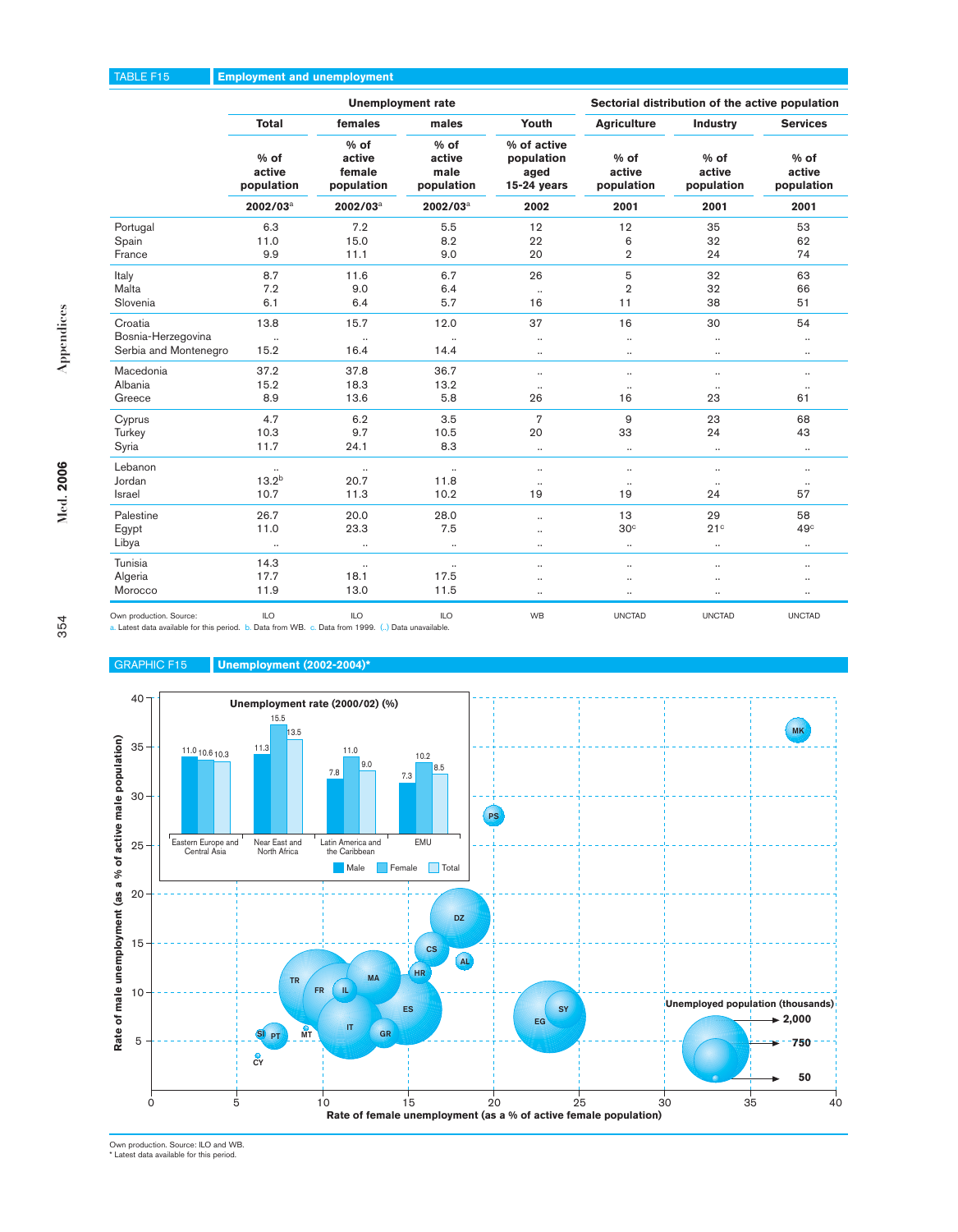## TABLE F15 Employment and unemployment

| | Unemployment rate | | | | Sectorial distribution of the active population | | |
|---|---|---|---|---|---|---|---|
| | Total | females | males | Youth | Agriculture | Industry | Services |
| | % of active population | % of active female population | % of active male population | % of active population aged 15-24 years | % of active population | % of active population | % of active population |
| | 2002/03[a] | 2002/03[a] | 2002/03[a] | 2002 | 2001 | 2001 | 2001 |
| Portugal | 6.3 | 7.2 | 5.5 | 12 | 12 | 35 | 53 |
| Spain | 11.0 | 15.0 | 8.2 | 22 | 6 | 32 | 62 |
| France | 9.9 | 11.1 | 9.0 | 20 | 2 | 24 | 74 |
| Italy | 8.7 | 11.6 | 6.7 | 26 | 5 | 32 | 63 |
| Malta | 7.2 | 9.0 | 6.4 | .. | 2 | 32 | 66 |
| Slovenia | 6.1 | 6.4 | 5.7 | 16 | 11 | 38 | 51 |
| Croatia | 13.8 | 15.7 | 12.0 | 37 | 16 | 30 | 54 |
| Bosnia-Herzegovina | .. | .. | .. | .. | .. | .. | .. |
| Serbia and Montenegro | 15.2 | 16.4 | 14.4 | .. | .. | .. | .. |
| Macedonia | 37.2 | 37.8 | 36.7 | .. | .. | .. | .. |
| Albania | 15.2 | 18.3 | 13.2 | .. | .. | .. | .. |
| Greece | 8.9 | 13.6 | 5.8 | 26 | 16 | 23 | 61 |
| Cyprus | 4.7 | 6.2 | 3.5 | 7 | 9 | 23 | 68 |
| Turkey | 10.3 | 9.7 | 10.5 | 20 | 33 | 24 | 43 |
| Syria | 11.7 | 24.1 | 8.3 | .. | .. | .. | .. |
| Lebanon | .. | .. | .. | .. | .. | .. | .. |
| Jordan | 13.2[b] | 20.7 | 11.8 | .. | .. | .. | .. |
| Israel | 10.7 | 11.3 | 10.2 | 19 | 19 | 24 | 57 |
| Palestine | 26.7 | 20.0 | 28.0 | .. | 13 | 29 | 58 |
| Egypt | 11.0 | 23.3 | 7.5 | .. | 30[c] | 21[c] | 49[c] |
| Libya | .. | .. | .. | .. | .. | .. | .. |
| Tunisia | 14.3 | .. | .. | .. | .. | .. | .. |
| Algeria | 17.7 | 18.1 | 17.5 | .. | .. | .. | .. |
| Morocco | 11.9 | 13.0 | 11.5 | .. | .. | .. | .. |
| Own production. Source: | ILO | ILO | ILO | WB | UNCTAD | UNCTAD | UNCTAD |

a. Latest data available for this period. b. Data from WB. c. Data from 1999. (..) Data unavailable.

## GRAPHIC F15 Unemployment (2002-2004)*

Own production. Source: ILO and WB.
* Latest data available for this period.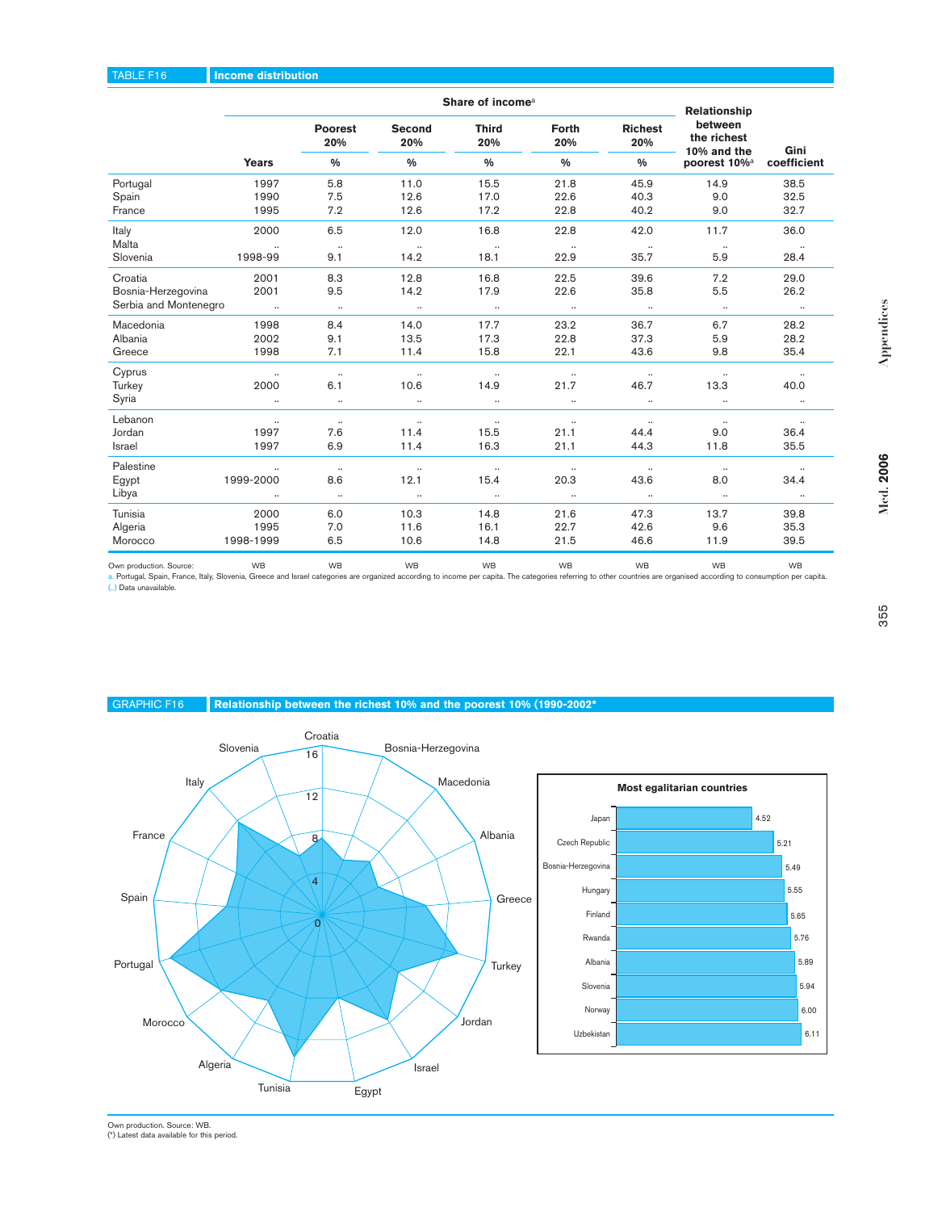## TABLE F16 Income distribution

| | Years | Share of income[a] Poorest 20% % | Second 20% % | Third 20% % | Forth 20% % | Richest 20% % | Relationship between the richest 10% and the poorest 10%[a] | Gini coefficient |
|---|---|---|---|---|---|---|---|---|
| Portugal | 1997 | 5.8 | 11.0 | 15.5 | 21.8 | 45.9 | 14.9 | 38.5 |
| Spain | 1990 | 7.5 | 12.6 | 17.0 | 22.6 | 40.3 | 9.0 | 32.5 |
| France | 1995 | 7.2 | 12.6 | 17.2 | 22.8 | 40.2 | 9.0 | 32.7 |
| Italy | 2000 | 6.5 | 12.0 | 16.8 | 22.8 | 42.0 | 11.7 | 36.0 |
| Malta | .. | .. | .. | .. | .. | .. | .. | .. |
| Slovenia | 1998-99 | 9.1 | 14.2 | 18.1 | 22.9 | 35.7 | 5.9 | 28.4 |
| Croatia | 2001 | 8.3 | 12.8 | 16.8 | 22.5 | 39.6 | 7.2 | 29.0 |
| Bosnia-Herzegovina | 2001 | 9.5 | 14.2 | 17.9 | 22.6 | 35.8 | 5.5 | 26.2 |
| Serbia and Montenegro | .. | .. | .. | .. | .. | .. | .. | .. |
| Macedonia | 1998 | 8.4 | 14.0 | 17.7 | 23.2 | 36.7 | 6.7 | 28.2 |
| Albania | 2002 | 9.1 | 13.5 | 17.3 | 22.8 | 37.3 | 5.9 | 28.2 |
| Greece | 1998 | 7.1 | 11.4 | 15.8 | 22.1 | 43.6 | 9.8 | 35.4 |
| Cyprus | .. | .. | .. | .. | .. | .. | .. | .. |
| Turkey | 2000 | 6.1 | 10.6 | 14.9 | 21.7 | 46.7 | 13.3 | 40.0 |
| Syria | .. | .. | .. | .. | .. | .. | .. | .. |
| Lebanon | .. | .. | .. | .. | .. | .. | .. | .. |
| Jordan | 1997 | 7.6 | 11.4 | 15.5 | 21.1 | 44.4 | 9.0 | 36.4 |
| Israel | 1997 | 6.9 | 11.4 | 16.3 | 21.1 | 44.3 | 11.8 | 35.5 |
| Palestine | .. | .. | .. | .. | .. | .. | .. | .. |
| Egypt | 1999-2000 | 8.6 | 12.1 | 15.4 | 20.3 | 43.6 | 8.0 | 34.4 |
| Libya | .. | .. | .. | .. | .. | .. | .. | .. |
| Tunisia | 2000 | 6.0 | 10.3 | 14.8 | 21.6 | 47.3 | 13.7 | 39.8 |
| Algeria | 1995 | 7.0 | 11.6 | 16.1 | 22.7 | 42.6 | 9.6 | 35.3 |
| Morocco | 1998-1999 | 6.5 | 10.6 | 14.8 | 21.5 | 46.6 | 11.9 | 39.5 |
| Own production. Source: | WB | WB | WB | WB | WB | WB | WB | WB |

a. Portugal, Spain, France, Italy, Slovenia, Greece and Israel categories are organized according to income per capita. The categories referring to other countries are organised according to consumption per capita.
(..) Data unavailable.

## GRAPHIC F16 Relationship between the richest 10% and the poorest 10% (1990-2002*

**Most egalitarian countries**

| Country | Value |
|---|---|
| Japan | 4.52 |
| Czech Republic | 5.21 |
| Bosnia-Herzegovina | 5.49 |
| Hungary | 5.55 |
| Finland | 5.65 |
| Rwanda | 5.76 |
| Albania | 5.89 |
| Slovenia | 5.94 |
| Norway | 6.00 |
| Uzbekistan | 6.11 |

Own production. Source: WB.
(*) Latest data available for this period.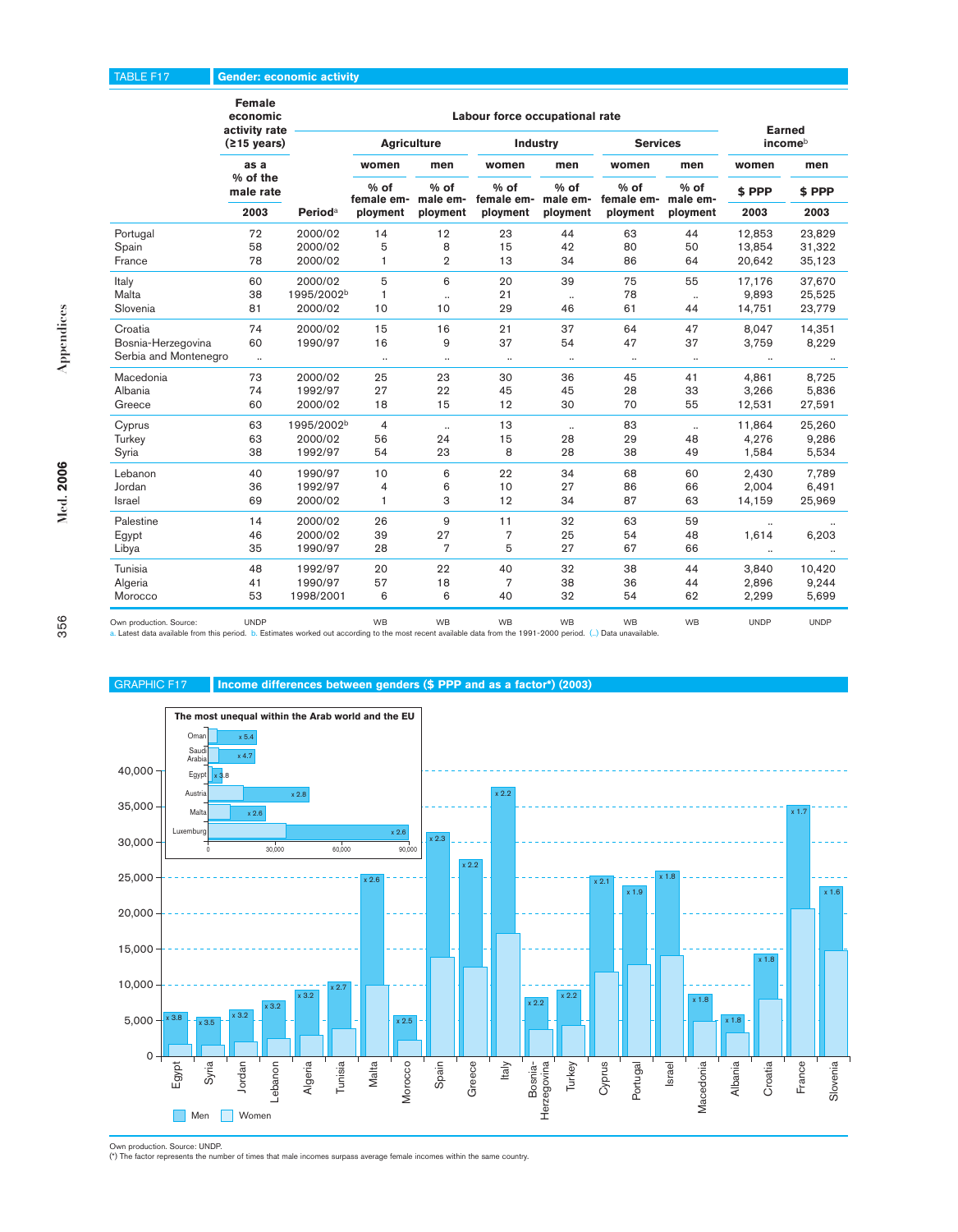## TABLE F17 Gender: economic activity

| | Female economic activity rate (≥15 years) | | Labour force occupational rate | | | | | | Earned income[b] | |
|---|---|---|---|---|---|---|---|---|---|---|
| | | | Agriculture | | Industry | | Services | | | |
| | as a % of the male rate | | women | men | women | men | women | men | women | men |
| | | | % of female employment | % of male employment | % of female employment | % of male employment | % of female employment | % of male employment | $ PPP | $ PPP |
| | 2003 | Period[a] | | | | | | | 2003 | 2003 |
| Portugal | 72 | 2000/02 | 14 | 12 | 23 | 44 | 63 | 44 | 12,853 | 23,829 |
| Spain | 58 | 2000/02 | 5 | 8 | 15 | 42 | 80 | 50 | 13,854 | 31,322 |
| France | 78 | 2000/02 | 1 | 2 | 13 | 34 | 86 | 64 | 20,642 | 35,123 |
| Italy | 60 | 2000/02 | 5 | 6 | 20 | 39 | 75 | 55 | 17,176 | 37,670 |
| Malta | 38 | 1995/2002[b] | 1 | .. | 21 | .. | 78 | .. | 9,893 | 25,525 |
| Slovenia | 81 | 2000/02 | 10 | 10 | 29 | 46 | 61 | 44 | 14,751 | 23,779 |
| Croatia | 74 | 2000/02 | 15 | 16 | 21 | 37 | 64 | 47 | 8,047 | 14,351 |
| Bosnia-Herzegovina | 60 | 1990/97 | 16 | 9 | 37 | 54 | 47 | 37 | 3,759 | 8,229 |
| Serbia and Montenegro | .. | | .. | .. | .. | .. | .. | .. | .. | .. |
| Macedonia | 73 | 2000/02 | 25 | 23 | 30 | 36 | 45 | 41 | 4,861 | 8,725 |
| Albania | 74 | 1992/97 | 27 | 22 | 45 | 45 | 28 | 33 | 3,266 | 5,836 |
| Greece | 60 | 2000/02 | 18 | 15 | 12 | 30 | 70 | 55 | 12,531 | 27,591 |
| Cyprus | 63 | 1995/2002[b] | 4 | .. | 13 | .. | 83 | .. | 11,864 | 25,260 |
| Turkey | 63 | 2000/02 | 56 | 24 | 15 | 28 | 29 | 48 | 4,276 | 9,286 |
| Syria | 38 | 1992/97 | 54 | 23 | 8 | 28 | 38 | 49 | 1,584 | 5,534 |
| Lebanon | 40 | 1990/97 | 10 | 6 | 22 | 34 | 68 | 60 | 2,430 | 7,789 |
| Jordan | 36 | 1992/97 | 4 | 6 | 10 | 27 | 86 | 66 | 2,004 | 6,491 |
| Israel | 69 | 2000/02 | 1 | 3 | 12 | 34 | 87 | 63 | 14,159 | 25,969 |
| Palestine | 14 | 2000/02 | 26 | 9 | 11 | 32 | 63 | 59 | .. | .. |
| Egypt | 46 | 2000/02 | 39 | 27 | 7 | 25 | 54 | 48 | 1,614 | 6,203 |
| Libya | 35 | 1990/97 | 28 | 7 | 5 | 27 | 67 | 66 | .. | .. |
| Tunisia | 48 | 1992/97 | 20 | 22 | 40 | 32 | 38 | 44 | 3,840 | 10,420 |
| Algeria | 41 | 1990/97 | 57 | 18 | 7 | 38 | 36 | 44 | 2,896 | 9,244 |
| Morocco | 53 | 1998/2001 | 6 | 6 | 40 | 32 | 54 | 62 | 2,299 | 5,699 |
| Own production. Source: | UNDP | | WB | WB | WB | WB | WB | WB | UNDP | UNDP |

a. Latest data available from this period. b. Estimates worked out according to the most recent available data from the 1991-2000 period. (..) Data unavailable.

## GRAPHIC F17 Income differences between genders ($ PPP and as a factor*) (2003)

Own production. Source: UNDP.
(*) The factor represents the number of times that male incomes surpass average female incomes within the same country.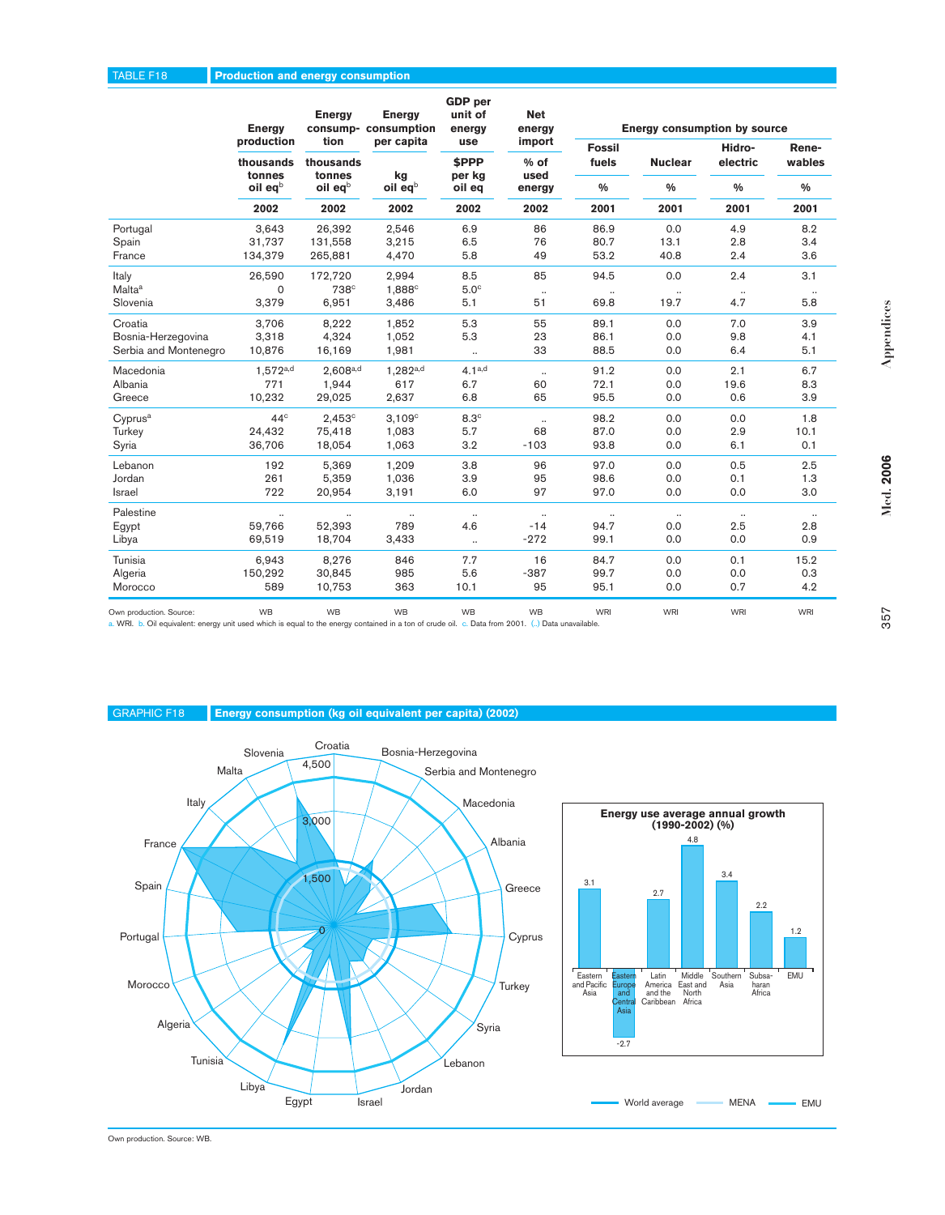TABLE F18 **Production and energy consumption**

| | Energy production | Energy consumption | Energy consumption per capita | GDP per unit of energy use | Net energy import | Energy consumption by source | | | |
|---|---|---|---|---|---|---|---|---|---|
| | | | | | | Fossil fuels | Nuclear | Hidro-electric | Renewables |
| | thousands tonnes oil eq[b] | thousands tonnes oil eq[b] | kg oil eq[b] | $PPP per kg oil eq | % of used energy | % | % | % | % |
| | 2002 | 2002 | 2002 | 2002 | 2002 | 2001 | 2001 | 2001 | 2001 |
| Portugal | 3,643 | 26,392 | 2,546 | 6.9 | 86 | 86.9 | 0.0 | 4.9 | 8.2 |
| Spain | 31,737 | 131,558 | 3,215 | 6.5 | 76 | 80.7 | 13.1 | 2.8 | 3.4 |
| France | 134,379 | 265,881 | 4,470 | 5.8 | 49 | 53.2 | 40.8 | 2.4 | 3.6 |
| Italy | 26,590 | 172,720 | 2,994 | 8.5 | 85 | 94.5 | 0.0 | 2.4 | 3.1 |
| Malta[a] | 0 | 738[c] | 1,888[c] | 5.0[c] | .. | .. | .. | .. | .. |
| Slovenia | 3,379 | 6,951 | 3,486 | 5.1 | 51 | 69.8 | 19.7 | 4.7 | 5.8 |
| Croatia | 3,706 | 8,222 | 1,852 | 5.3 | 55 | 89.1 | 0.0 | 7.0 | 3.9 |
| Bosnia-Herzegovina | 3,318 | 4,324 | 1,052 | 5.3 | 23 | 86.1 | 0.0 | 9.8 | 4.1 |
| Serbia and Montenegro | 10,876 | 16,169 | 1,981 | .. | 33 | 88.5 | 0.0 | 6.4 | 5.1 |
| Macedonia | 1,572[a,d] | 2,608[a,d] | 1,282[a,d] | 4.1[a,d] | .. | 91.2 | 0.0 | 2.1 | 6.7 |
| Albania | 771 | 1,944 | 617 | 6.7 | 60 | 72.1 | 0.0 | 19.6 | 8.3 |
| Greece | 10,232 | 29,025 | 2,637 | 6.8 | 65 | 95.5 | 0.0 | 0.6 | 3.9 |
| Cyprus[a] | 44[c] | 2,453[c] | 3,109[c] | 8.3[c] | .. | 98.2 | 0.0 | 0.0 | 1.8 |
| Turkey | 24,432 | 75,418 | 1,083 | 5.7 | 68 | 87.0 | 0.0 | 2.9 | 10.1 |
| Syria | 36,706 | 18,054 | 1,063 | 3.2 | -103 | 93.8 | 0.0 | 6.1 | 0.1 |
| Lebanon | 192 | 5,369 | 1,209 | 3.8 | 96 | 97.0 | 0.0 | 0.5 | 2.5 |
| Jordan | 261 | 5,359 | 1,036 | 3.9 | 95 | 98.6 | 0.0 | 0.1 | 1.3 |
| Israel | 722 | 20,954 | 3,191 | 6.0 | 97 | 97.0 | 0.0 | 0.0 | 3.0 |
| Palestine | .. | .. | .. | .. | .. | .. | .. | .. | .. |
| Egypt | 59,766 | 52,393 | 789 | 4.6 | -14 | 94.7 | 0.0 | 2.5 | 2.8 |
| Libya | 69,519 | 18,704 | 3,433 | .. | -272 | 99.1 | 0.0 | 0.0 | 0.9 |
| Tunisia | 6,943 | 8,276 | 846 | 7.7 | 16 | 84.7 | 0.0 | 0.1 | 15.2 |
| Algeria | 150,292 | 30,845 | 985 | 5.6 | -387 | 99.7 | 0.0 | 0.0 | 0.3 |
| Morocco | 589 | 10,753 | 363 | 10.1 | 95 | 95.1 | 0.0 | 0.7 | 4.2 |
| Own production. Source: | WB | WB | WB | WB | WB | WRI | WRI | WRI | WRI |

a. WRI. b. Oil equivalent: energy unit used which is equal to the energy contained in a ton of crude oil. c. Data from 2001. (..) Data unavailable.

GRAPHIC F18 **Energy consumption (kg oil equivalent per capita) (2002)**

Energy use average annual growth (1990-2002) (%)

Eastern and Pacific Asia 3.1; Eastern Europe and Central Asia -2.7; Latin America and the Caribbean 2.7; Middle East and North Africa 4.8; Southern Asia 3.4; Subsaharan Africa 2.2; EMU 1.2

World average — MENA — EMU

Own production. Source: WB.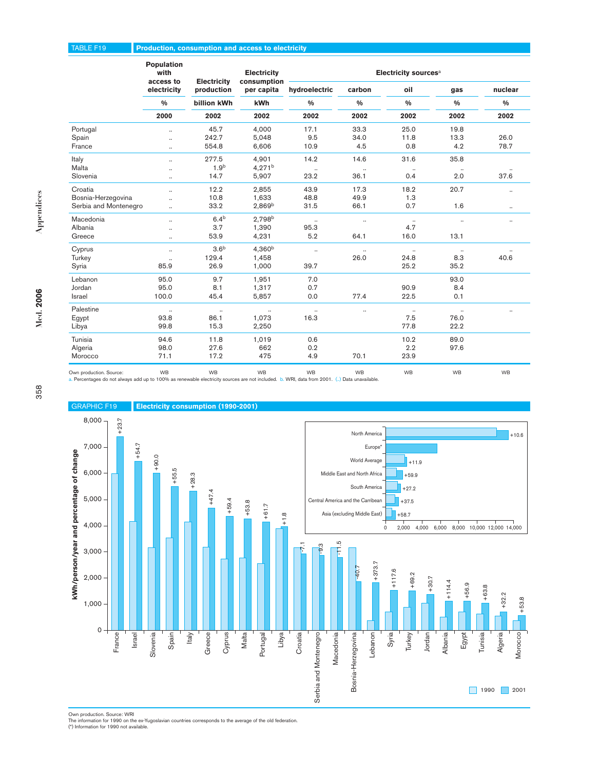## TABLE F19 Production, consumption and access to electricity

| | Population with access to electricity | Electricity production | Electricity consumption per capita | Electricity sources[a] | | | | |
|---|---|---|---|---|---|---|---|---|
| | | | | hydroelectric | carbon | oil | gas | nuclear |
| | % | billion kWh | kWh | % | % | % | % | % |
| | 2000 | 2002 | 2002 | 2002 | 2002 | 2002 | 2002 | 2002 |
| Portugal | .. | 45.7 | 4,000 | 17.1 | 33.3 | 25.0 | 19.8 | |
| Spain | .. | 242.7 | 5,048 | 9.5 | 34.0 | 11.8 | 13.3 | 26.0 |
| France | .. | 554.8 | 6,606 | 10.9 | 4.5 | 0.8 | 4.2 | 78.7 |
| Italy | .. | 277.5 | 4,901 | 14.2 | 14.6 | 31.6 | 35.8 | |
| Malta | .. | 1.9[b] | 4,271[b] | .. | .. | .. | .. | .. |
| Slovenia | .. | 14.7 | 5,907 | 23.2 | 36.1 | 0.4 | 2.0 | 37.6 |
| Croatia | .. | 12.2 | 2,855 | 43.9 | 17.3 | 18.2 | 20.7 | .. |
| Bosnia-Herzegovina | .. | 10.8 | 1,633 | 48.8 | 49.9 | 1.3 | | |
| Serbia and Montenegro | .. | 33.2 | 2,869[b] | 31.5 | 66.1 | 0.7 | 1.6 | .. |
| Macedonia | .. | 6.4[b] | 2,798[b] | .. | .. | .. | .. | .. |
| Albania | .. | 3.7 | 1,390 | 95.3 | | 4.7 | | |
| Greece | .. | 53.9 | 4,231 | 5.2 | 64.1 | 16.0 | 13.1 | |
| Cyprus | .. | 3.6[b] | 4,360[b] | .. | | .. | .. | .. |
| Turkey | .. | 129.4 | 1,458 | | 26.0 | 24.8 | 8.3 | 40.6 |
| Syria | 85.9 | 26.9 | 1,000 | 39.7 | | 25.2 | 35.2 | |
| Lebanon | 95.0 | 9.7 | 1,951 | 7.0 | | | 93.0 | |
| Jordan | 95.0 | 8.1 | 1,317 | 0.7 | | 90.9 | 8.4 | |
| Israel | 100.0 | 45.4 | 5,857 | 0.0 | 77.4 | 22.5 | 0.1 | |
| Palestine | .. | .. | .. | .. | .. | .. | .. | .. |
| Egypt | 93.8 | 86.1 | 1,073 | 16.3 | | 7.5 | 76.0 | |
| Libya | 99.8 | 15.3 | 2,250 | | | 77.8 | 22.2 | |
| Tunisia | 94.6 | 11.8 | 1,019 | 0.6 | | 10.2 | 89.0 | |
| Algeria | 98.0 | 27.6 | 662 | 0.2 | | 2.2 | 97.6 | |
| Morocco | 71.1 | 17.2 | 475 | 4.9 | 70.1 | 23.9 | | |
| Own production. Source: | WB | WB | WB | WB | WB | WB | WB | WB |

a. Percentages do not always add up to 100% as renewable electricity sources are not included. b. WRI, data from 2001. (..) Data unavailable.

## GRAPHIC F19 Electricity consumption (1990-2001)

kWh/person/year and percentage of change (1990 / 2001)

| Country | % change |
|---|---|
| France | +23.7 |
| Israel | +54.7 |
| Slovenia | +90.0 |
| Spain | +55.5 |
| Italy | +28.3 |
| Greece | +47.4 |
| Cyprus | +59.4 |
| Malta | +53.8 |
| Portugal | +61.7 |
| Libya | +1.8 |
| Croatia | -7.1 |
| Serbia and Montenegro | -9.3 |
| Macedonia | -11.5 |
| Bosnia-Herzegovina | -40.7 |
| Lebanon | +373.7 |
| Syria | +117.6 |
| Turkey | +69.2 |
| Jordan | +30.7 |
| Albania | +114.4 |
| Egypt | +56.9 |
| Tunisia | +63.8 |
| Algeria | +32.2 |
| Morocco | +53.8 |

| Region | % change |
|---|---|
| North America | +10.6 |
| Europe* | |
| World Average | +11.9 |
| Middle East and North Africa | +59.9 |
| South America | +27.2 |
| Central America and the Carribean | +37.5 |
| Asia (excluding Middle East) | +58.7 |

Own production. Source: WRI
The information for 1990 on the ex-Yugoslavian countries corresponds to the average of the old federation.
(*) Information for 1990 not available.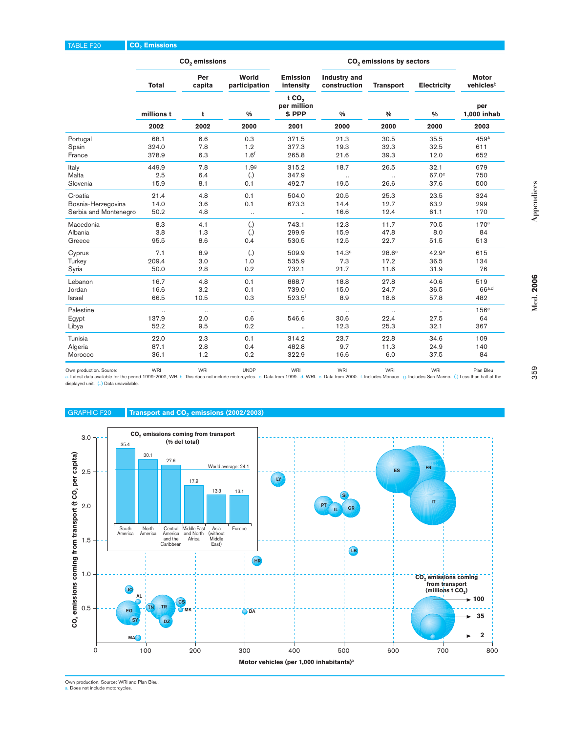TABLE F20 **$CO_2$ Emissions**

| | $CO_2$ emissions | | | | $CO_2$ emissions by sectors | | | |
|---|---|---|---|---|---|---|---|---|
| | Total | Per capita | World participation | Emission intensity | Industry and construction | Transport | Electricity | Motor vehicles[b] |
| | millions t | t | % | t $CO_2$ per million $ PPP | % | % | % | per 1,000 inhab |
| | 2002 | 2002 | 2000 | 2001 | 2000 | 2000 | 2000 | 2003 |
| Portugal | 68.1 | 6.6 | 0.3 | 371.5 | 21.3 | 30.5 | 35.5 | 459[a] |
| Spain | 324.0 | 7.8 | 1.2 | 377.3 | 19.3 | 32.3 | 32.5 | 611 |
| France | 378.9 | 6.3 | 1.6[f] | 265.8 | 21.6 | 39.3 | 12.0 | 652 |
| Italy | 449.9 | 7.8 | 1.9[g] | 315.2 | 18.7 | 26.5 | 32.1 | 679 |
| Malta | 2.5 | 6.4 | (.) | 347.9 | .. | .. | 67.0[c] | 750 |
| Slovenia | 15.9 | 8.1 | 0.1 | 492.7 | 19.5 | 26.6 | 37.6 | 500 |
| Croatia | 21.4 | 4.8 | 0.1 | 504.0 | 20.5 | 25.3 | 23.5 | 324 |
| Bosnia-Herzegovina | 14.0 | 3.6 | 0.1 | 673.3 | 14.4 | 12.7 | 63.2 | 299 |
| Serbia and Montenegro | 50.2 | 4.8 | .. | .. | 16.6 | 12.4 | 61.1 | 170 |
| Macedonia | 8.3 | 4.1 | (.) | 743.1 | 12.3 | 11.7 | 70.5 | 170[a] |
| Albania | 3.8 | 1.3 | (.) | 299.9 | 15.9 | 47.8 | 8.0 | 84 |
| Greece | 95.5 | 8.6 | 0.4 | 530.5 | 12.5 | 22.7 | 51.5 | 513 |
| Cyprus | 7.1 | 8.9 | (.) | 509.9 | 14.3[c] | 28.6[c] | 42.9[c] | 615 |
| Turkey | 209.4 | 3.0 | 1.0 | 535.9 | 7.3 | 17.2 | 36.5 | 134 |
| Syria | 50.0 | 2.8 | 0.2 | 732.1 | 21.7 | 11.6 | 31.9 | 76 |
| Lebanon | 16.7 | 4.8 | 0.1 | 888.7 | 18.8 | 27.8 | 40.6 | 519 |
| Jordan | 16.6 | 3.2 | 0.1 | 739.0 | 15.0 | 24.7 | 36.5 | 66[a,d] |
| Israel | 66.5 | 10.5 | 0.3 | 523.5[i] | 8.9 | 18.6 | 57.8 | 482 |
| Palestine | .. | .. | .. | .. | .. | .. | .. | 156[e] |
| Egypt | 137.9 | 2.0 | 0.6 | 546.6 | 30.6 | 22.4 | 27.5 | 64 |
| Libya | 52.2 | 9.5 | 0.2 | .. | 12.3 | 25.3 | 32.1 | 367 |
| Tunisia | 22.0 | 2.3 | 0.1 | 314.2 | 23.7 | 22.8 | 34.6 | 109 |
| Algeria | 87.1 | 2.8 | 0.4 | 482.8 | 9.7 | 11.3 | 24.9 | 140 |
| Morocco | 36.1 | 1.2 | 0.2 | 322.9 | 16.6 | 6.0 | 37.5 | 84 |
| Own production. Source: | WRI | WRI | UNDP | WRI | WRI | WRI | WRI | Plan Bleu |

a. Latest data available for the period 1999-2002, WB. b. This does not include motorcycles. c. Data from 1999. d. WRI. e. Data from 2000. f. Includes Monaco. g. Includes San Marino. (.) Less than half of the displayed unit. (..) Data unavailable.

GRAPHIC F20 **Transport and $CO_2$ emissions (2002/2003)**

Own production. Source: WRI and Plan Bleu.
a. Does not include motorcycles.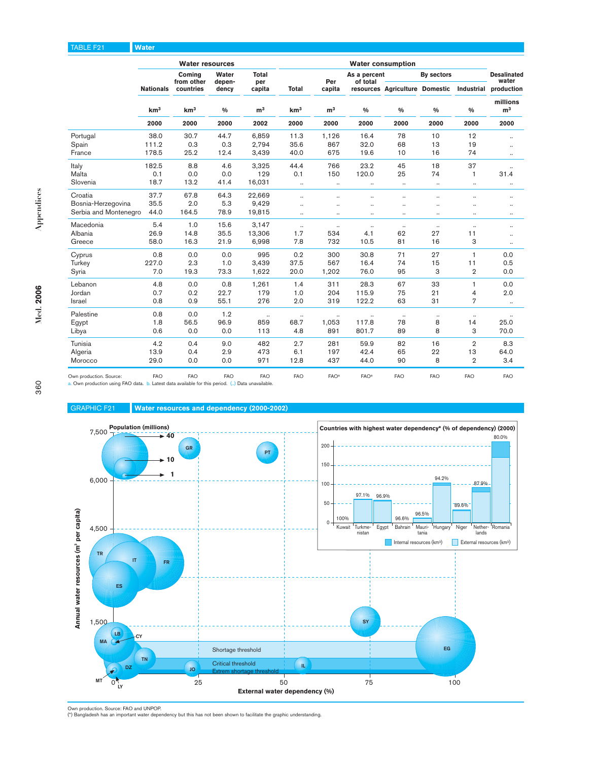## TABLE F21 Water

| | Water resources | | | | Water consumption | | | | | | | |
|---|---|---|---|---|---|---|---|---|---|---|---|---|
| | Nationals | Coming from other countries | Water dependency | Total per capita | Total | Per capita | As a percent of total resources | By sectors Agriculture | Domestic | Industrial | Desalinated water production |
| | km³ | km³ | % | m³ | km³ | m³ | % | % | % | % | millions m³ |
| | 2000 | 2000 | 2000 | 2002 | 2000 | 2000 | 2000 | 2000 | 2000 | 2000 | 2000 |
| Portugal | 38.0 | 30.7 | 44.7 | 6,859 | 11.3 | 1,126 | 16.4 | 78 | 10 | 12 | .. |
| Spain | 111.2 | 0.3 | 0.3 | 2,794 | 35.6 | 867 | 32.0 | 68 | 13 | 19 | .. |
| France | 178.5 | 25.2 | 12.4 | 3,439 | 40.0 | 675 | 19.6 | 10 | 16 | 74 | .. |
| Italy | 182.5 | 8.8 | 4.6 | 3,325 | 44.4 | 766 | 23.2 | 45 | 18 | 37 | .. |
| Malta | 0.1 | 0.0 | 0.0 | 129 | 0.1 | 150 | 120.0 | 25 | 74 | 1 | 31.4 |
| Slovenia | 18.7 | 13.2 | 41.4 | 16,031 | .. | .. | .. | .. | .. | .. | .. |
| Croatia | 37.7 | 67.8 | 64.3 | 22,669 | .. | .. | .. | .. | .. | .. | .. |
| Bosnia-Herzegovina | 35.5 | 2.0 | 5.3 | 9,429 | .. | .. | .. | .. | .. | .. | .. |
| Serbia and Montenegro | 44.0 | 164.5 | 78.9 | 19,815 | .. | .. | .. | .. | .. | .. | .. |
| Macedonia | 5.4 | 1.0 | 15.6 | 3,147 | .. | .. | .. | .. | .. | .. | .. |
| Albania | 26.9 | 14.8 | 35.5 | 13,306 | 1.7 | 534 | 4.1 | 62 | 27 | 11 | .. |
| Greece | 58.0 | 16.3 | 21.9 | 6,998 | 7.8 | 732 | 10.5 | 81 | 16 | 3 | .. |
| Cyprus | 0.8 | 0.0 | 0.0 | 995 | 0.2 | 300 | 30.8 | 71 | 27 | 1 | 0.0 |
| Turkey | 227.0 | 2.3 | 1.0 | 3,439 | 37.5 | 567 | 16.4 | 74 | 15 | 11 | 0.5 |
| Syria | 7.0 | 19.3 | 73.3 | 1,622 | 20.0 | 1,202 | 76.0 | 95 | 3 | 2 | 0.0 |
| Lebanon | 4.8 | 0.0 | 0.8 | 1,261 | 1.4 | 311 | 28.3 | 67 | 33 | 1 | 0.0 |
| Jordan | 0.7 | 0.2 | 22.7 | 179 | 1.0 | 204 | 115.9 | 75 | 21 | 4 | 2.0 |
| Israel | 0.8 | 0.9 | 55.1 | 276 | 2.0 | 319 | 122.2 | 63 | 31 | 7 | .. |
| Palestine | 0.8 | 0.0 | 1.2 | .. | .. | .. | .. | .. | .. | .. | .. |
| Egypt | 1.8 | 56.5 | 96.9 | 859 | 68.7 | 1,053 | 117.8 | 78 | 8 | 14 | 25.0 |
| Libya | 0.6 | 0.0 | 0.0 | 113 | 4.8 | 891 | 801.7 | 89 | 8 | 3 | 70.0 |
| Tunisia | 4.2 | 0.4 | 9.0 | 482 | 2.7 | 281 | 59.9 | 82 | 16 | 2 | 8.3 |
| Algeria | 13.9 | 0.4 | 2.9 | 473 | 6.1 | 197 | 42.4 | 65 | 22 | 13 | 64.0 |
| Morocco | 29.0 | 0.0 | 0.0 | 971 | 12.8 | 437 | 44.0 | 90 | 8 | 2 | 3.4 |
| Own production. Source: | FAO | FAO | FAO | FAO | FAO | FAO[a] | FAO[a] | FAO | FAO | FAO | FAO |

a. Own production using FAO data. b. Latest data available for this period. (..) Data unavailable.

## GRAPHIC F21 Water resources and dependency (2000-2002)

Own production. Source: FAO and UNPOP.
(*) Bangladesh has an important water dependency but this has not been shown to facilitate the graphic understanding.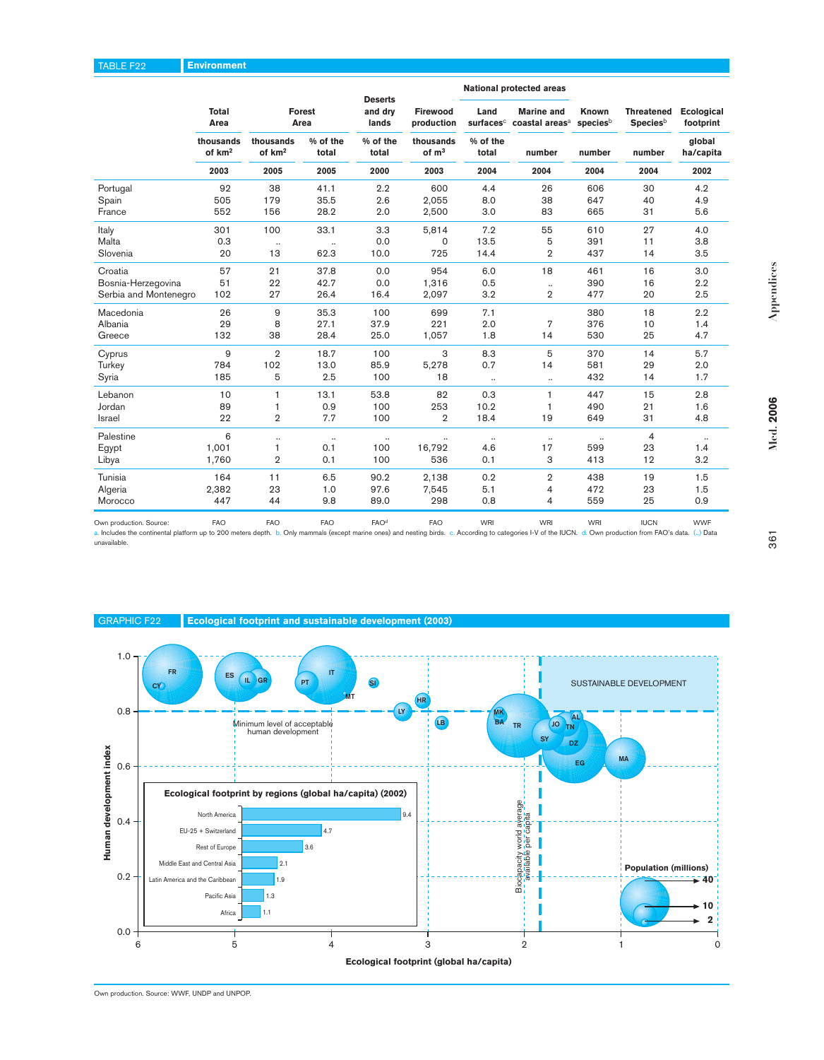## TABLE F22 Environment

| | Total Area | Forest Area | | Deserts and dry lands | Firewood production | National protected areas: Land surfaces[c] | National protected areas: Marine and coastal areas[a] | Known species[b] | Threatened Species[b] | Ecological footprint |
|---|---|---|---|---|---|---|---|---|---|---|
| | thousands of $km^2$ | thousands of $km^2$ | % of the total | % of the total | thousands of $m^3$ | % of the total | number | number | number | global ha/capita |
| | 2003 | 2005 | 2005 | 2000 | 2003 | 2004 | 2004 | 2004 | 2004 | 2002 |
| Portugal | 92 | 38 | 41.1 | 2.2 | 600 | 4.4 | 26 | 606 | 30 | 4.2 |
| Spain | 505 | 179 | 35.5 | 2.6 | 2,055 | 8.0 | 38 | 647 | 40 | 4.9 |
| France | 552 | 156 | 28.2 | 2.0 | 2,500 | 3.0 | 83 | 665 | 31 | 5.6 |
| Italy | 301 | 100 | 33.1 | 3.3 | 5,814 | 7.2 | 55 | 610 | 27 | 4.0 |
| Malta | 0.3 | .. | .. | 0.0 | 0 | 13.5 | 5 | 391 | 11 | 3.8 |
| Slovenia | 20 | 13 | 62.3 | 10.0 | 725 | 14.4 | 2 | 437 | 14 | 3.5 |
| Croatia | 57 | 21 | 37.8 | 0.0 | 954 | 6.0 | 18 | 461 | 16 | 3.0 |
| Bosnia-Herzegovina | 51 | 22 | 42.7 | 0.0 | 1,316 | 0.5 | .. | 390 | 16 | 2.2 |
| Serbia and Montenegro | 102 | 27 | 26.4 | 16.4 | 2,097 | 3.2 | 2 | 477 | 20 | 2.5 |
| Macedonia | 26 | 9 | 35.3 | 100 | 699 | 7.1 | | 380 | 18 | 2.2 |
| Albania | 29 | 8 | 27.1 | 37.9 | 221 | 2.0 | 7 | 376 | 10 | 1.4 |
| Greece | 132 | 38 | 28.4 | 25.0 | 1,057 | 1.8 | 14 | 530 | 25 | 4.7 |
| Cyprus | 9 | 2 | 18.7 | 100 | 3 | 8.3 | 5 | 370 | 14 | 5.7 |
| Turkey | 784 | 102 | 13.0 | 85.9 | 5,278 | 0.7 | 14 | 581 | 29 | 2.0 |
| Syria | 185 | 5 | 2.5 | 100 | 18 | .. | .. | 432 | 14 | 1.7 |
| Lebanon | 10 | 1 | 13.1 | 53.8 | 82 | 0.3 | 1 | 447 | 15 | 2.8 |
| Jordan | 89 | 1 | 0.9 | 100 | 253 | 10.2 | 1 | 490 | 21 | 1.6 |
| Israel | 22 | 2 | 7.7 | 100 | 2 | 18.4 | 19 | 649 | 31 | 4.8 |
| Palestine | 6 | .. | .. | .. | .. | .. | .. | .. | 4 | .. |
| Egypt | 1,001 | 1 | 0.1 | 100 | 16,792 | 4.6 | 17 | 599 | 23 | 1.4 |
| Libya | 1,760 | 2 | 0.1 | 100 | 536 | 0.1 | 3 | 413 | 12 | 3.2 |
| Tunisia | 164 | 11 | 6.5 | 90.2 | 2,138 | 0.2 | 2 | 438 | 19 | 1.5 |
| Algeria | 2,382 | 23 | 1.0 | 97.6 | 7,545 | 5.1 | 4 | 472 | 23 | 1.5 |
| Morocco | 447 | 44 | 9.8 | 89.0 | 298 | 0.8 | 4 | 559 | 25 | 0.9 |
| Own production. Source: | FAO | FAO | FAO | FAO[d] | FAO | WRI | WRI | WRI | IUCN | WWF |

a. Includes the continental platform up to 200 meters depth. b. Only mammals (except marine ones) and nesting birds. c. According to categories I-V of the IUCN. d. Own production from FAO's data. (..) Data unavailable.

## GRAPHIC F22 Ecological footprint and sustainable development (2003)

Human development index (y-axis, 0.0–1.0) vs. Ecological footprint (global ha/capita) (x-axis, 6–0).

Labels: SUSTAINABLE DEVELOPMENT; Minimum level of acceptable human development; Biocapacity world average available per capita; Population (millions): 40, 10, 2.

Countries shown: FR, CY, ES, IL, GR, PT, IT, MT, SI, LY, HR, LB, MK, BA, TR, AL, JO, TN, SY, DZ, EG, MA.

**Ecological footprint by regions (global ha/capita) (2002)**

| Region | global ha/capita |
|---|---|
| North America | 9.4 |
| EU-25 + Switzerland | 4.7 |
| Rest of Europe | 3.6 |
| Middle East and Central Asia | 2.1 |
| Latin America and the Caribbean | 1.9 |
| Pacific Asia | 1.3 |
| Africa | 1.1 |

Own production. Source: WWF, UNDP and UNPOP.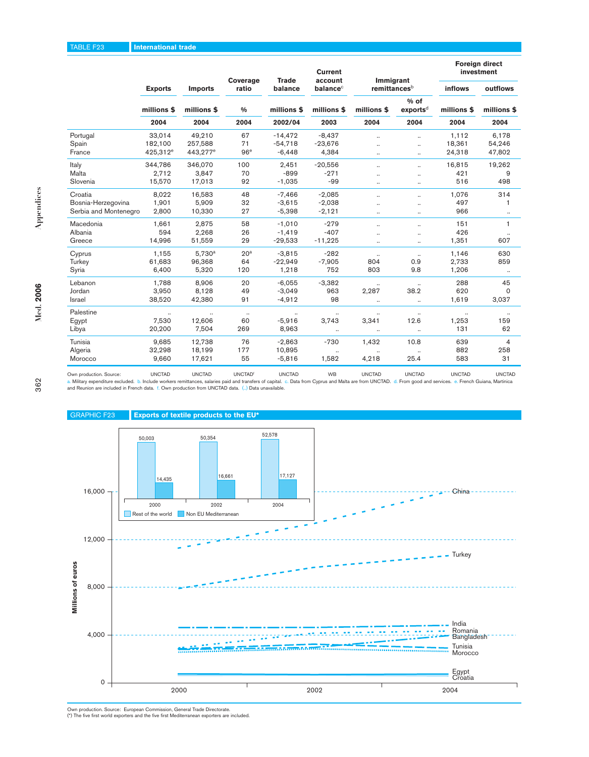## TABLE F23 International trade

| | Exports | Imports | Coverage ratio | Trade balance | Current account balance[c] | Immigrant remittances[b] | | Foreign direct investment | |
|---|---|---|---|---|---|---|---|---|---|
| | | | | | | | | inflows | outflows |
| | millions $ | millions $ | % | millions $ | millions $ | millions $ | % of exports[d] | millions $ | millions $ |
| | 2004 | 2004 | 2004 | 2002/04 | 2003 | 2004 | 2004 | 2004 | 2004 |
| Portugal | 33,014 | 49,210 | 67 | -14,472 | -8,437 | .. | .. | 1,112 | 6,178 |
| Spain | 182,100 | 257,588 | 71 | -54,718 | -23,676 | .. | .. | 18,361 | 54,246 |
| France | 425,312[e] | 443,277[e] | 96[e] | -6,448 | 4,384 | .. | .. | 24,318 | 47,802 |
| Italy | 344,786 | 346,070 | 100 | 2,451 | -20,556 | .. | .. | 16,815 | 19,262 |
| Malta | 2,712 | 3,847 | 70 | -899 | -271 | .. | .. | 421 | 9 |
| Slovenia | 15,570 | 17,013 | 92 | -1,035 | -99 | .. | .. | 516 | 498 |
| Croatia | 8,022 | 16,583 | 48 | -7,466 | -2,085 | .. | .. | 1,076 | 314 |
| Bosnia-Herzegovina | 1,901 | 5,909 | 32 | -3,615 | -2,038 | .. | .. | 497 | 1 |
| Serbia and Montenegro | 2,800 | 10,330 | 27 | -5,398 | -2,121 | .. | .. | 966 | .. |
| Macedonia | 1,661 | 2,875 | 58 | -1,010 | -279 | .. | .. | 151 | 1 |
| Albania | 594 | 2,268 | 26 | -1,419 | -407 | .. | .. | 426 | .. |
| Greece | 14,996 | 51,559 | 29 | -29,533 | -11,225 | .. | .. | 1,351 | 607 |
| Cyprus | 1,155 | 5,730[a] | 20[a] | -3,815 | -282 | .. | .. | 1,146 | 630 |
| Turkey | 61,683 | 96,368 | 64 | -22,949 | -7,905 | 804 | 0.9 | 2,733 | 859 |
| Syria | 6,400 | 5,320 | 120 | 1,218 | 752 | 803 | 9.8 | 1,206 | .. |
| Lebanon | 1,788 | 8,906 | 20 | -6,055 | -3,382 | .. | .. | 288 | 45 |
| Jordan | 3,950 | 8,128 | 49 | -3,049 | 963 | 2,287 | 38.2 | 620 | 0 |
| Israel | 38,520 | 42,380 | 91 | -4,912 | 98 | .. | .. | 1,619 | 3,037 |
| Palestine | .. | .. | .. | .. | .. | .. | .. | .. | .. |
| Egypt | 7,530 | 12,606 | 60 | -5,916 | 3,743 | 3,341 | 12.6 | 1,253 | 159 |
| Libya | 20,200 | 7,504 | 269 | 8,963 | .. | .. | .. | 131 | 62 |
| Tunisia | 9,685 | 12,738 | 76 | -2,863 | -730 | 1,432 | 10.8 | 639 | 4 |
| Algeria | 32,298 | 18,199 | 177 | 10,895 | .. | .. | .. | 882 | 258 |
| Morocco | 9,660 | 17,621 | 55 | -5,816 | 1,582 | 4,218 | 25.4 | 583 | 31 |
| Own production. Source: | UNCTAD | UNCTAD | UNCTAD[f] | UNCTAD | WB | UNCTAD | UNCTAD | UNCTAD | UNCTAD |

a. Military expenditure excluded. b. Include workers remittances, salaries paid and transfers of capital. c. Data from Cyprus and Malta are from UNCTAD. d. From good and services. e. French Guiana, Martinica and Reunion are included in French data. f. Own production from UNCTAD data. (..) Data unavailable.

## GRAPHIC F23 Exports of textile products to the EU*

Inset chart:

| | 2000 | 2002 | 2004 |
|---|---|---|---|
| Rest of the world | 50,003 | 50,354 | 52,578 |
| Non EU Mediterranean | 14,435 | 16,661 | 17,127 |

Main chart (Millions of euros, 2000–2004): China, Turkey, India, Romania, Bangladesh, Tunisia, Morocco, Egypt, Croatia. Y-axis: 0, 4,000, 8,000, 12,000, 16,000.

Own production. Source: European Commission, General Trade Directorate.
(*) The five first world exporters and the five first Mediterranean exporters are included.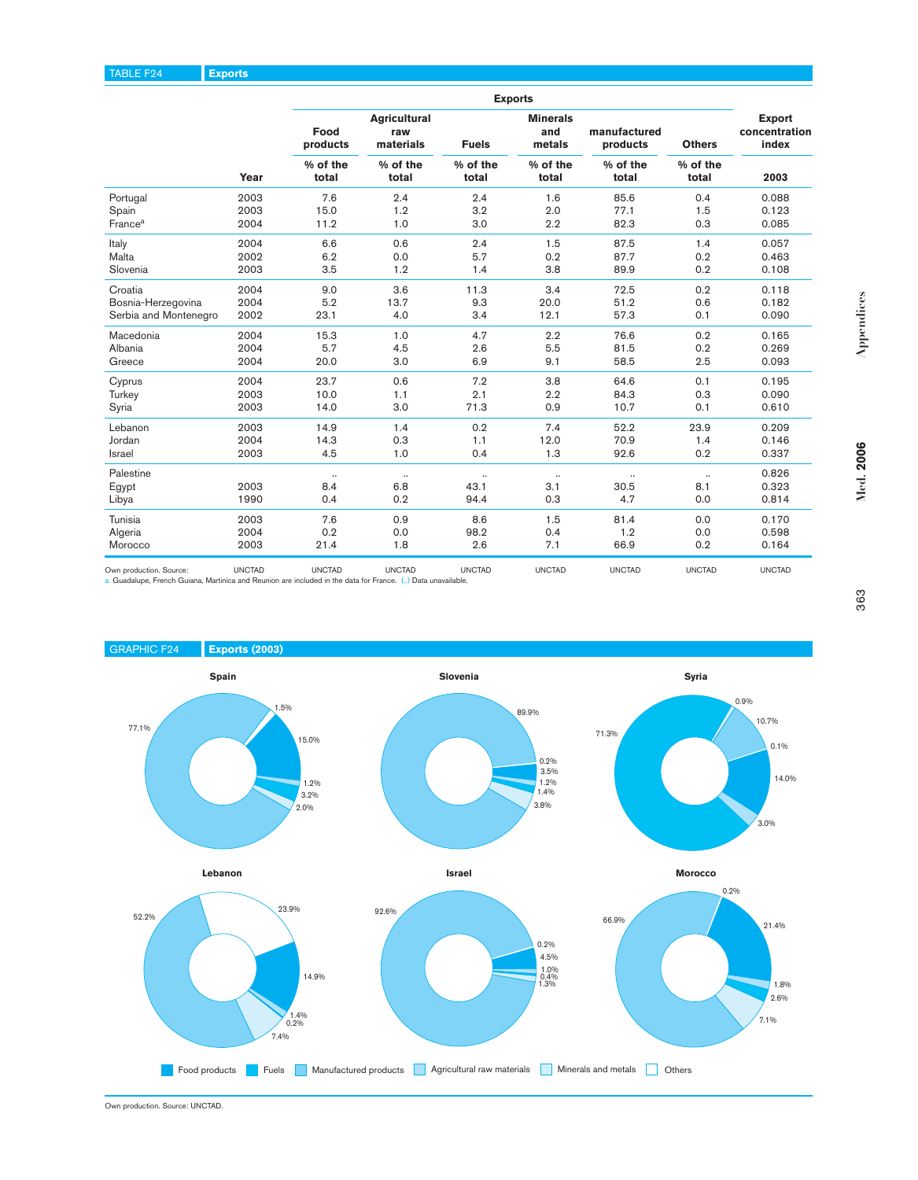## TABLE F24 Exports

| | Year | Food products | Agricultural raw materials | Fuels | Minerals and metals | manufactured products | Others | Export concentration index |
|---|---|---|---|---|---|---|---|---|
| | | % of the total | % of the total | % of the total | % of the total | % of the total | % of the total | 2003 |
| Portugal | 2003 | 7.6 | 2.4 | 2.4 | 1.6 | 85.6 | 0.4 | 0.088 |
| Spain | 2003 | 15.0 | 1.2 | 3.2 | 2.0 | 77.1 | 1.5 | 0.123 |
| France[a] | 2004 | 11.2 | 1.0 | 3.0 | 2.2 | 82.3 | 0.3 | 0.085 |
| Italy | 2004 | 6.6 | 0.6 | 2.4 | 1.5 | 87.5 | 1.4 | 0.057 |
| Malta | 2002 | 6.2 | 0.0 | 5.7 | 0.2 | 87.7 | 0.2 | 0.463 |
| Slovenia | 2003 | 3.5 | 1.2 | 1.4 | 3.8 | 89.9 | 0.2 | 0.108 |
| Croatia | 2004 | 9.0 | 3.6 | 11.3 | 3.4 | 72.5 | 0.2 | 0.118 |
| Bosnia-Herzegovina | 2004 | 5.2 | 13.7 | 9.3 | 20.0 | 51.2 | 0.6 | 0.182 |
| Serbia and Montenegro | 2002 | 23.1 | 4.0 | 3.4 | 12.1 | 57.3 | 0.1 | 0.090 |
| Macedonia | 2004 | 15.3 | 1.0 | 4.7 | 2.2 | 76.6 | 0.2 | 0.165 |
| Albania | 2004 | 5.7 | 4.5 | 2.6 | 5.5 | 81.5 | 0.2 | 0.269 |
| Greece | 2004 | 20.0 | 3.0 | 6.9 | 9.1 | 58.5 | 2.5 | 0.093 |
| Cyprus | 2004 | 23.7 | 0.6 | 7.2 | 3.8 | 64.6 | 0.1 | 0.195 |
| Turkey | 2003 | 10.0 | 1.1 | 2.1 | 2.2 | 84.3 | 0.3 | 0.090 |
| Syria | 2003 | 14.0 | 3.0 | 71.3 | 0.9 | 10.7 | 0.1 | 0.610 |
| Lebanon | 2003 | 14.9 | 1.4 | 0.2 | 7.4 | 52.2 | 23.9 | 0.209 |
| Jordan | 2004 | 14.3 | 0.3 | 1.1 | 12.0 | 70.9 | 1.4 | 0.146 |
| Israel | 2003 | 4.5 | 1.0 | 0.4 | 1.3 | 92.6 | 0.2 | 0.337 |
| Palestine | | .. | .. | .. | .. | .. | .. | 0.826 |
| Egypt | 2003 | 8.4 | 6.8 | 43.1 | 3.1 | 30.5 | 8.1 | 0.323 |
| Libya | 1990 | 0.4 | 0.2 | 94.4 | 0.3 | 4.7 | 0.0 | 0.814 |
| Tunisia | 2003 | 7.6 | 0.9 | 8.6 | 1.5 | 81.4 | 0.0 | 0.170 |
| Algeria | 2004 | 0.2 | 0.0 | 98.2 | 0.4 | 1.2 | 0.0 | 0.598 |
| Morocco | 2003 | 21.4 | 1.8 | 2.6 | 7.1 | 66.9 | 0.2 | 0.164 |

Own production. Source: UNCTAD (all columns)

a. Guadalupe, French Guiana, Martinica and Reunion are included in the data for France. (..) Data unavailable.

## GRAPHIC F24 Exports (2003)

**Spain**: 77.1%, 1.5%, 15.0%, 1.2%, 3.2%, 2.0%

**Slovenia**: 89.9%, 0.2%, 3.5%, 1.2%, 1.4%, 3.8%

**Syria**: 71.3%, 0.9%, 10.7%, 0.1%, 14.0%, 3.0%

**Lebanon**: 52.2%, 23.9%, 14.9%, 1.4%, 0.2%, 7.4%

**Israel**: 92.6%, 0.2%, 4.5%, 1.0%, 0.4%, 1.3%

**Morocco**: 66.9%, 0.2%, 21.4%, 1.8%, 2.6%, 7.1%

Food products | Fuels | Manufactured products | Agricultural raw materials | Minerals and metals | Others

Own production. Source: UNCTAD.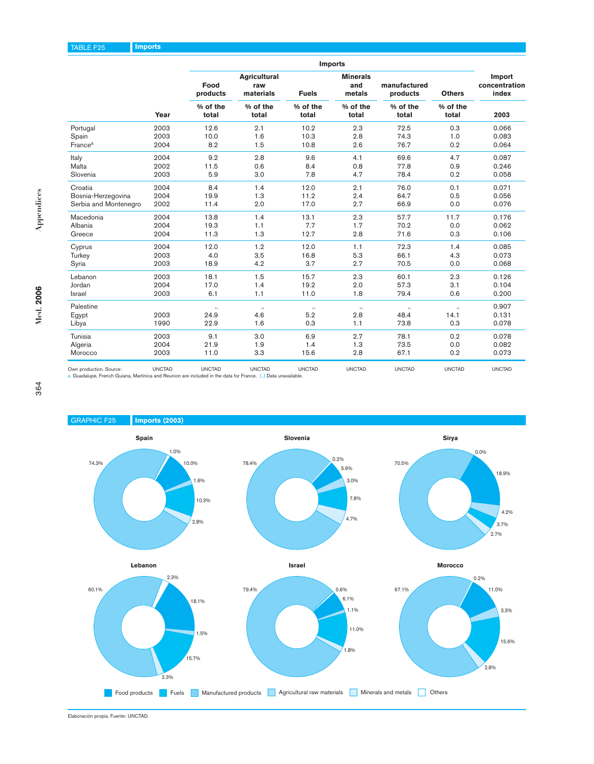## TABLE F25 Imports

| | Year | Imports | | | | | | Import concentration index |
|---|---|---|---|---|---|---|---|---|
| | | Food products | Agricultural raw materials | Fuels | Minerals and metals | manufactured products | Others | |
| | | % of the total | % of the total | % of the total | % of the total | % of the total | % of the total | 2003 |
| Portugal | 2003 | 12.6 | 2.1 | 10.2 | 2.3 | 72.5 | 0.3 | 0.066 |
| Spain | 2003 | 10.0 | 1.6 | 10.3 | 2.8 | 74.3 | 1.0 | 0.083 |
| France[a] | 2004 | 8.2 | 1.5 | 10.8 | 2.6 | 76.7 | 0.2 | 0.064 |
| Italy | 2004 | 9.2 | 2.8 | 9.6 | 4.1 | 69.6 | 4.7 | 0.087 |
| Malta | 2002 | 11.5 | 0.6 | 8.4 | 0.8 | 77.8 | 0.9 | 0.246 |
| Slovenia | 2003 | 5.9 | 3.0 | 7.8 | 4.7 | 78.4 | 0.2 | 0.058 |
| Croatia | 2004 | 8.4 | 1.4 | 12.0 | 2.1 | 76.0 | 0.1 | 0.071 |
| Bosnia-Herzegovina | 2004 | 19.9 | 1.3 | 11.2 | 2.4 | 64.7 | 0.5 | 0.056 |
| Serbia and Montenegro | 2002 | 11.4 | 2.0 | 17.0 | 2.7 | 66.9 | 0.0 | 0.076 |
| Macedonia | 2004 | 13.8 | 1.4 | 13.1 | 2.3 | 57.7 | 11.7 | 0.176 |
| Albania | 2004 | 19.3 | 1.1 | 7.7 | 1.7 | 70.2 | 0.0 | 0.062 |
| Greece | 2004 | 11.3 | 1.3 | 12.7 | 2.8 | 71.6 | 0.3 | 0.106 |
| Cyprus | 2004 | 12.0 | 1.2 | 12.0 | 1.1 | 72.3 | 1.4 | 0.085 |
| Turkey | 2003 | 4.0 | 3.5 | 16.8 | 5.3 | 66.1 | 4.3 | 0.073 |
| Syria | 2003 | 18.9 | 4.2 | 3.7 | 2.7 | 70.5 | 0.0 | 0.068 |
| Lebanon | 2003 | 18.1 | 1.5 | 15.7 | 2.3 | 60.1 | 2.3 | 0.126 |
| Jordan | 2004 | 17.0 | 1.4 | 19.2 | 2.0 | 57.3 | 3.1 | 0.104 |
| Israel | 2003 | 6.1 | 1.1 | 11.0 | 1.8 | 79.4 | 0.6 | 0.200 |
| Palestine | | .. | .. | .. | .. | .. | .. | 0.907 |
| Egypt | 2003 | 24.9 | 4.6 | 5.2 | 2.8 | 48.4 | 14.1 | 0.131 |
| Libya | 1990 | 22.9 | 1.6 | 0.3 | 1.1 | 73.8 | 0.3 | 0.078 |
| Tunisia | 2003 | 9.1 | 3.0 | 6.9 | 2.7 | 78.1 | 0.2 | 0.078 |
| Algeria | 2004 | 21.9 | 1.9 | 1.4 | 1.3 | 73.5 | 0.0 | 0.082 |
| Morocco | 2003 | 11.0 | 3.3 | 15.6 | 2.8 | 67.1 | 0.2 | 0.073 |

Own production. Source: UNCTAD UNCTAD UNCTAD UNCTAD UNCTAD UNCTAD UNCTAD UNCTAD

a. Guadalupe, French Guiana, Martinica and Reunion are included in the data for France. (..) Data unavailable.

## GRAPHIC F25 Imports (2003)

**Spain**: 74.3%, 1.0%, 10.0%, 1.6%, 10.3%, 2.8%

**Slovenia**: 78.4%, 0.2%, 5.9%, 3.0%, 7.8%, 4.7%

**Sirya**: 70.5%, 0.0%, 18.9%, 4.2%, 3.7%, 2.7%

**Lebanon**: 60.1%, 2.3%, 18.1%, 1.5%, 15.7%, 2.3%

**Israel**: 79.4%, 0.6%, 6.1%, 1.1%, 11.0%, 1.8%

**Morocco**: 67.1%, 0.2%, 11.0%, 3.3%, 15.6%, 2.8%

Food products | Fuels | Manufactured products | Agricultural raw materials | Minerals and metals | Others

Elaboración propia. Fuente: UNCTAD.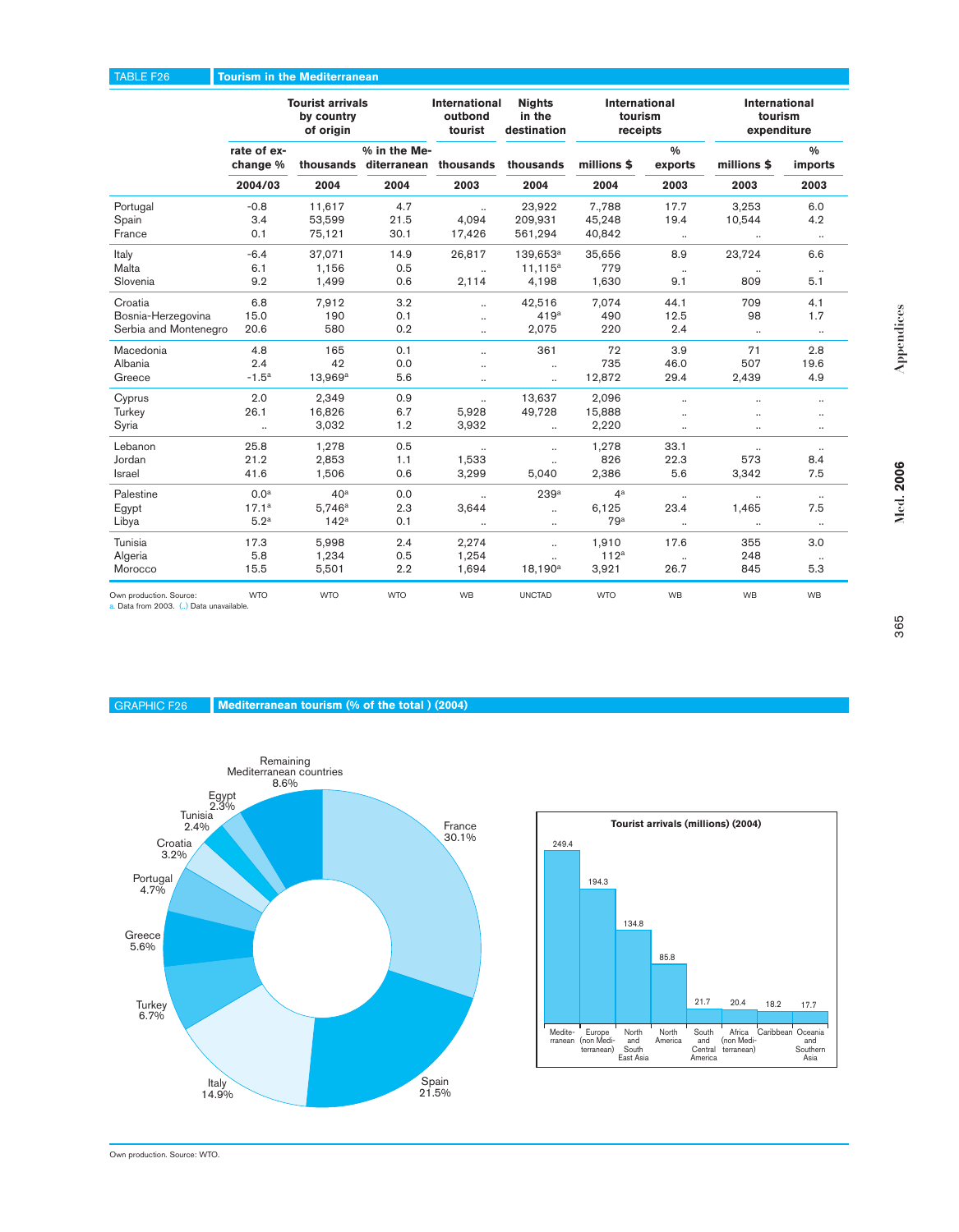## TABLE F26 Tourism in the Mediterranean

| | Tourist arrivals by country of origin | | | International outbound tourist | Nights in the destination | International tourism receipts | | International tourism expenditure | |
|---|---|---|---|---|---|---|---|---|---|
| | rate of ex-change % | thousands | % in the Me-diterranean | thousands | thousands | millions $ | % exports | millions $ | % imports |
| | 2004/03 | 2004 | 2004 | 2003 | 2004 | 2004 | 2003 | 2003 | 2003 |
| Portugal | -0.8 | 11,617 | 4.7 | .. | 23,922 | 7,788 | 17.7 | 3,253 | 6.0 |
| Spain | 3.4 | 53,599 | 21.5 | 4,094 | 209,931 | 45,248 | 19.4 | 10,544 | 4.2 |
| France | 0.1 | 75,121 | 30.1 | 17,426 | 561,294 | 40,842 | .. | .. | .. |
| Italy | -6.4 | 37,071 | 14.9 | 26,817 | 139,653[a] | 35,656 | 8.9 | 23,724 | 6.6 |
| Malta | 6.1 | 1,156 | 0.5 | .. | 11,115[a] | 779 | .. | .. | .. |
| Slovenia | 9.2 | 1,499 | 0.6 | 2,114 | 4,198 | 1,630 | 9.1 | 809 | 5.1 |
| Croatia | 6.8 | 7,912 | 3.2 | .. | 42,516 | 7,074 | 44.1 | 709 | 4.1 |
| Bosnia-Herzegovina | 15.0 | 190 | 0.1 | .. | 419[a] | 490 | 12.5 | 98 | 1.7 |
| Serbia and Montenegro | 20.6 | 580 | 0.2 | .. | 2,075 | 220 | 2.4 | .. | .. |
| Macedonia | 4.8 | 165 | 0.1 | .. | 361 | 72 | 3.9 | 71 | 2.8 |
| Albania | 2.4 | 42 | 0.0 | .. | .. | 735 | 46.0 | 507 | 19.6 |
| Greece | -1.5[a] | 13,969[a] | 5.6 | .. | .. | 12,872 | 29.4 | 2,439 | 4.9 |
| Cyprus | 2.0 | 2,349 | 0.9 | .. | 13,637 | 2,096 | .. | .. | .. |
| Turkey | 26.1 | 16,826 | 6.7 | 5,928 | 49,728 | 15,888 | .. | .. | .. |
| Syria | .. | 3,032 | 1.2 | 3,932 | .. | 2,220 | .. | .. | .. |
| Lebanon | 25.8 | 1,278 | 0.5 | .. | .. | 1,278 | 33.1 | .. | .. |
| Jordan | 21.2 | 2,853 | 1.1 | 1,533 | .. | 826 | 22.3 | 573 | 8.4 |
| Israel | 41.6 | 1,506 | 0.6 | 3,299 | 5,040 | 2,386 | 5.6 | 3,342 | 7.5 |
| Palestine | 0.0[a] | 40[a] | 0.0 | .. | 239[a] | 4[a] | .. | .. | .. |
| Egypt | 17.1[a] | 5,746[a] | 2.3 | 3,644 | .. | 6,125 | 23.4 | 1,465 | 7.5 |
| Libya | 5.2[a] | 142[a] | 0.1 | .. | .. | 79[a] | .. | .. | .. |
| Tunisia | 17.3 | 5,998 | 2.4 | 2,274 | .. | 1,910 | 17.6 | 355 | 3.0 |
| Algeria | 5.8 | 1,234 | 0.5 | 1,254 | .. | 112[a] | .. | 248 | .. |
| Morocco | 15.5 | 5,501 | 2.2 | 1,694 | 18,190[a] | 3,921 | 26.7 | 845 | 5.3 |
| Own production. Source: | WTO | WTO | WTO | WB | UNCTAD | WTO | WB | WB | WB |

a. Data from 2003. (..) Data unavailable.

## GRAPHIC F26 Mediterranean tourism (% of the total) (2004)

France 30.1%, Spain 21.5%, Italy 14.9%, Turkey 6.7%, Greece 5.6%, Portugal 4.7%, Croatia 3.2%, Tunisia 2.4%, Egypt 2.3%, Remaining Mediterranean countries 8.6%

**Tourist arrivals (millions) (2004)**

| Region | Arrivals |
|---|---|
| Mediterranean | 249.4 |
| Europe (non Mediterranean) | 194.3 |
| North and South East Asia | 134.8 |
| North America | 85.8 |
| South and Central America | 21.7 |
| Africa (non Mediterranean) | 20.4 |
| Caribbean | 18.2 |
| Oceania and Southern Asia | 17.7 |

Own production. Source: WTO.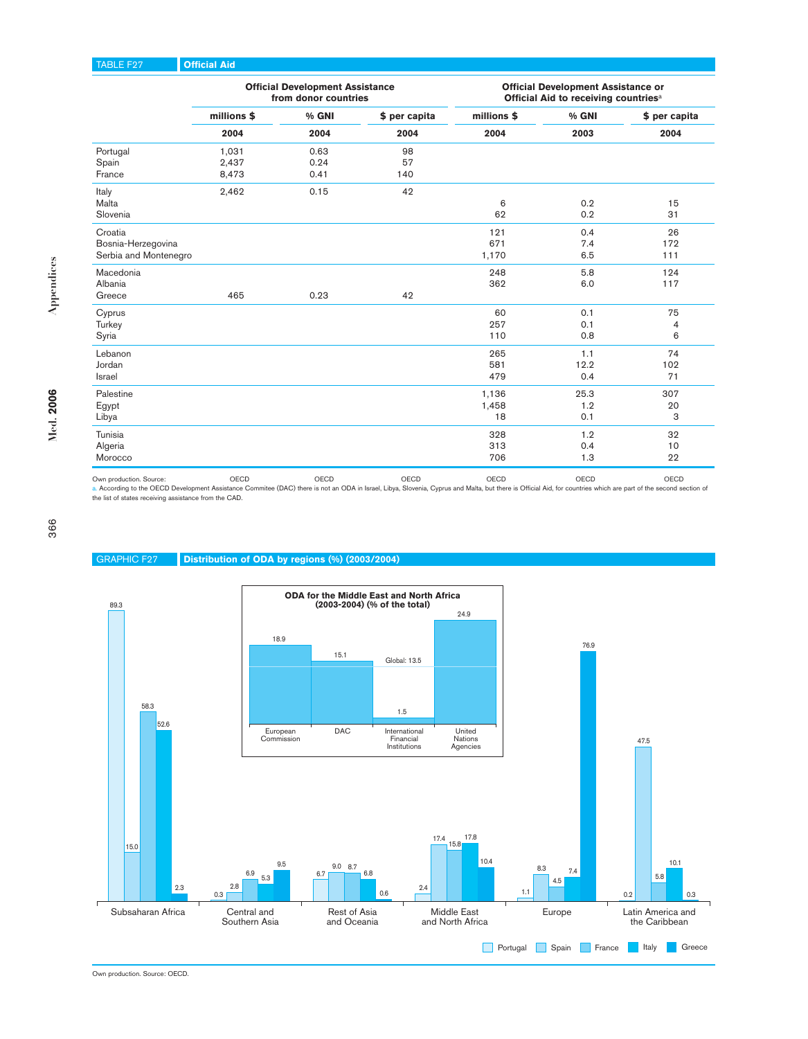## TABLE F27 Official Aid

| | Official Development Assistance from donor countries | | | Official Development Assistance or Official Aid to receiving countries[a] | | |
|---|---|---|---|---|---|---|
| | millions $ | % GNI | $ per capita | millions $ | % GNI | $ per capita |
| | 2004 | 2004 | 2004 | 2004 | 2003 | 2004 |
| Portugal | 1,031 | 0.63 | 98 | | | |
| Spain | 2,437 | 0.24 | 57 | | | |
| France | 8,473 | 0.41 | 140 | | | |
| Italy | 2,462 | 0.15 | 42 | | | |
| Malta | | | | 6 | 0.2 | 15 |
| Slovenia | | | | 62 | 0.2 | 31 |
| Croatia | | | | 121 | 0.4 | 26 |
| Bosnia-Herzegovina | | | | 671 | 7.4 | 172 |
| Serbia and Montenegro | | | | 1,170 | 6.5 | 111 |
| Macedonia | | | | 248 | 5.8 | 124 |
| Albania | | | | 362 | 6.0 | 117 |
| Greece | 465 | 0.23 | 42 | | | |
| Cyprus | | | | 60 | 0.1 | 75 |
| Turkey | | | | 257 | 0.1 | 4 |
| Syria | | | | 110 | 0.8 | 6 |
| Lebanon | | | | 265 | 1.1 | 74 |
| Jordan | | | | 581 | 12.2 | 102 |
| Israel | | | | 479 | 0.4 | 71 |
| Palestine | | | | 1,136 | 25.3 | 307 |
| Egypt | | | | 1,458 | 1.2 | 20 |
| Libya | | | | 18 | 0.1 | 3 |
| Tunisia | | | | 328 | 1.2 | 32 |
| Algeria | | | | 313 | 0.4 | 10 |
| Morocco | | | | 706 | 1.3 | 22 |
| Own production. Source: | OECD | OECD | OECD | OECD | OECD | OECD |

a. According to the OECD Development Assistance Commitee (DAC) there is not an ODA in Israel, Libya, Slovenia, Cyprus and Malta, but there is Official Aid, for countries which are part of the second section of the list of states receiving assistance from the CAD.

## GRAPHIC F27 Distribution of ODA by regions (%) (2003/2004)

| | Portugal | Spain | France | Italy | Greece |
|---|---|---|---|---|---|
| Subsaharan Africa | 89.3 | 15.0 | 58.3 | 52.6 | 2.3 |
| Central and Southern Asia | 0.3 | 2.8 | 6.9 | 5.3 | 9.5 |
| Rest of Asia and Oceania | 6.7 | 9.0 | 8.7 | 6.8 | 0.6 |
| Middle East and North Africa | 2.4 | 17.4 | 15.8 | 17.8 | 10.4 |
| Europe | 1.1 | 8.3 | 4.5 | 7.4 | 76.9 |
| Latin America and the Caribbean | 0.2 | 47.5 | 5.8 | 10.1 | 0.3 |

**ODA for the Middle East and North Africa (2003-2004) (% of the total)**

| European Commission | DAC | International Financial Institutions | United Nations Agencies |
|---|---|---|---|
| 18.9 | 15.1 | 1.5 | 24.9 |

Global: 13.5

Own production. Source: OECD.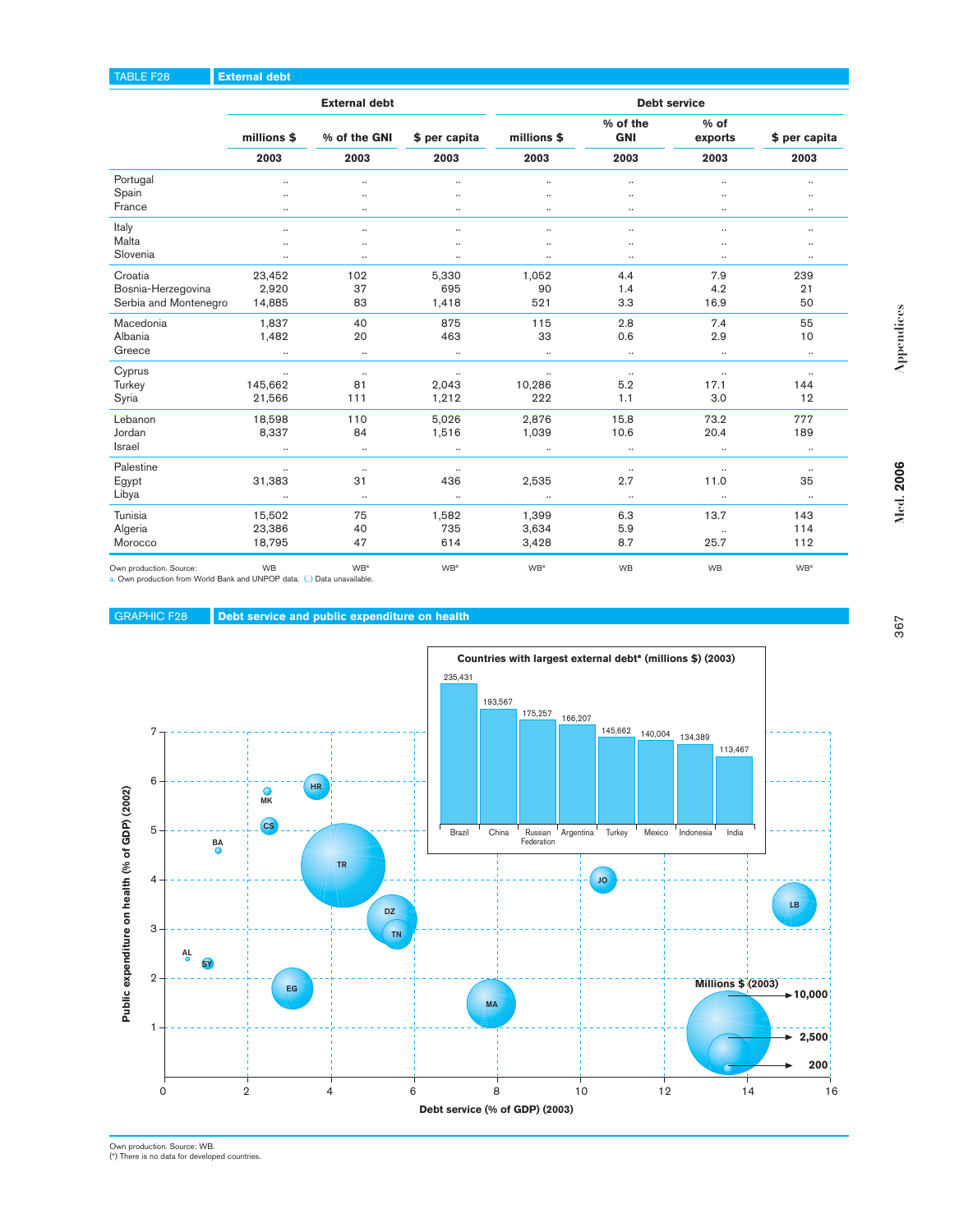TABLE F28 **External debt**

| | External debt | | | Debt service | | | |
|---|---|---|---|---|---|---|---|
| | millions $ | % of the GNI | $ per capita | millions $ | % of the GNI | % of exports | $ per capita |
| | 2003 | 2003 | 2003 | 2003 | 2003 | 2003 | 2003 |
| Portugal | .. | .. | .. | .. | .. | .. | .. |
| Spain | .. | .. | .. | .. | .. | .. | .. |
| France | .. | .. | .. | .. | .. | .. | .. |
| Italy | .. | .. | .. | .. | .. | .. | .. |
| Malta | .. | .. | .. | .. | .. | .. | .. |
| Slovenia | .. | .. | .. | .. | .. | .. | .. |
| Croatia | 23,452 | 102 | 5,330 | 1,052 | 4.4 | 7.9 | 239 |
| Bosnia-Herzegovina | 2,920 | 37 | 695 | 90 | 1.4 | 4.2 | 21 |
| Serbia and Montenegro | 14,885 | 83 | 1,418 | 521 | 3.3 | 16.9 | 50 |
| Macedonia | 1,837 | 40 | 875 | 115 | 2.8 | 7.4 | 55 |
| Albania | 1,482 | 20 | 463 | 33 | 0.6 | 2.9 | 10 |
| Greece | .. | .. | .. | .. | .. | .. | .. |
| Cyprus | .. | .. | .. | .. | .. | .. | .. |
| Turkey | 145,662 | 81 | 2,043 | 10,286 | 5.2 | 17.1 | 144 |
| Syria | 21,566 | 111 | 1,212 | 222 | 1.1 | 3.0 | 12 |
| Lebanon | 18,598 | 110 | 5,026 | 2,876 | 15.8 | 73.2 | 777 |
| Jordan | 8,337 | 84 | 1,516 | 1,039 | 10.6 | 20.4 | 189 |
| Israel | .. | .. | .. | .. | .. | .. | .. |
| Palestine | .. | .. | .. | .. | .. | .. | .. |
| Egypt | 31,383 | 31 | 436 | 2,535 | 2.7 | 11.0 | 35 |
| Libya | .. | .. | .. | .. | .. | .. | .. |
| Tunisia | 15,502 | 75 | 1,582 | 1,399 | 6.3 | 13.7 | 143 |
| Algeria | 23,386 | 40 | 735 | 3,634 | 5.9 | .. | 114 |
| Morocco | 18,795 | 47 | 614 | 3,428 | 8.7 | 25.7 | 112 |
| Own production. Source: | WB | WB[a] | WB[a] | WB[a] | WB | WB | WB[a] |

a. Own production from World Bank and UNPOP data. (..) Data unavailable.

GRAPHIC F28 **Debt service and public expenditure on health**

Countries with largest external debt* (millions $) (2003)

235,431
193,567
175,257
166,207
145,662
140,004
134,389
113,467

Brazil
China
Russian Federation
Argentina
Turkey
Mexico
Indonesia
India

Public expenditure on health (% of GDP) (2002)

Debt service (% of GDP) (2003)

0
2
4
6
8
10
12
14
16

1
2
3
4
5
6
7

HR
MK
CS
BA
TR
JO
LB
DZ
TN
AL
SY
EG
MA

Millions $ (2003)
10,000
2,500
200

Own production. Source: WB.
(*) There is no data for developed countries.